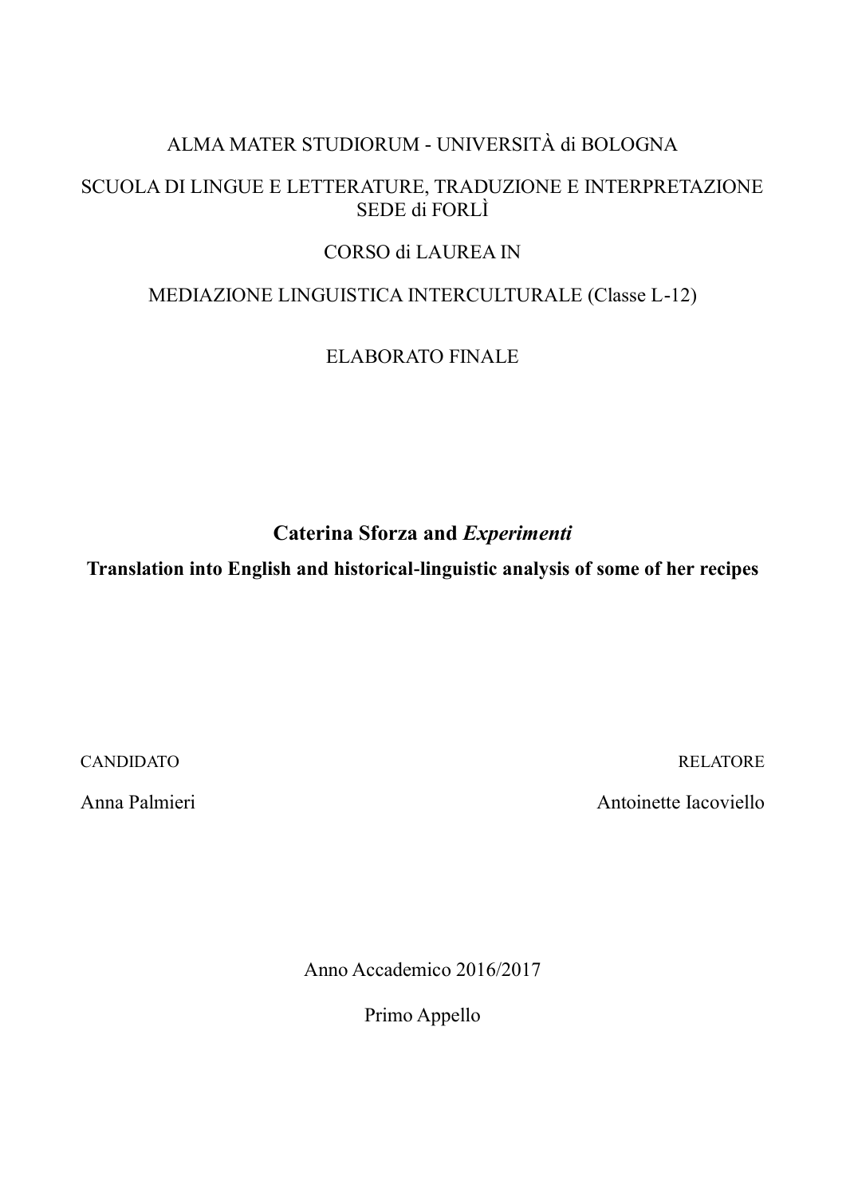ALMA MATER STUDIORUM - UNIVERSITÀ di BOLOGNA

SCUOLA DI LINGUE E LETTERATURE, TRADUZIONE E INTERPRETAZIONE
SEDE di FORLÌ

CORSO di LAUREA IN

MEDIAZIONE LINGUISTICA INTERCULTURALE (Classe L-12)

ELABORATO FINALE

# Caterina Sforza and *Experimenti*

## Translation into English and historical-linguistic analysis of some of her recipes

CANDIDATO

Anna Palmieri

RELATORE

Antoinette Iacoviello

Anno Accademico 2016/2017

Primo Appello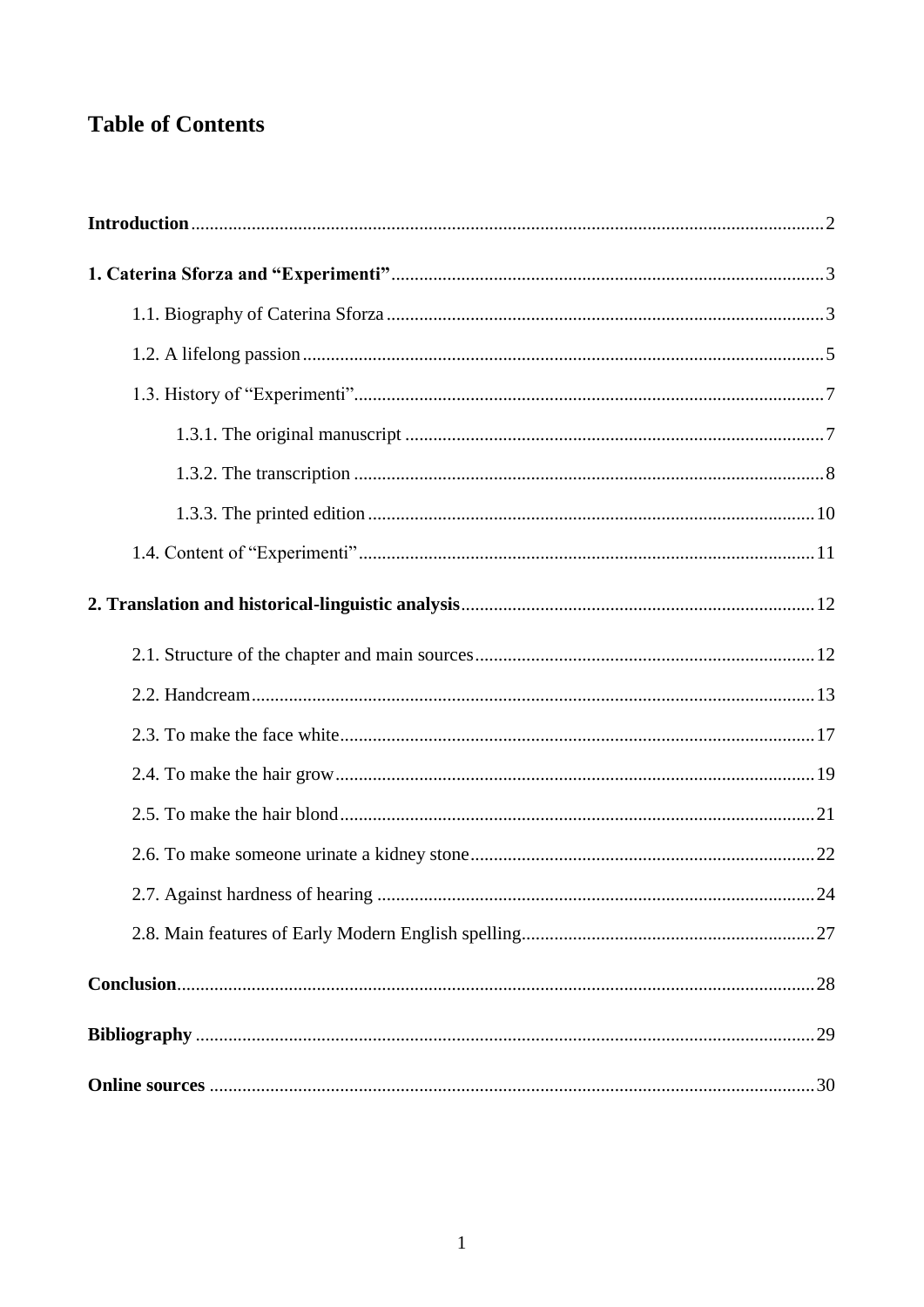# Table of Contents

**Introduction** 2

**1. Caterina Sforza and "Experimenti"** 3

- 1.1. Biography of Caterina Sforza 3
- 1.2. A lifelong passion 5
- 1.3. History of "Experimenti" 7
  - 1.3.1. The original manuscript 7
  - 1.3.2. The transcription 8
  - 1.3.3. The printed edition 10
- 1.4. Content of "Experimenti" 11

**2. Translation and historical-linguistic analysis** 12

- 2.1. Structure of the chapter and main sources 12
- 2.2. Handcream 13
- 2.3. To make the face white 17
- 2.4. To make the hair grow 19
- 2.5. To make the hair blond 21
- 2.6. To make someone urinate a kidney stone 22
- 2.7. Against hardness of hearing 24
- 2.8. Main features of Early Modern English spelling 27

**Conclusion** 28

**Bibliography** 29

**Online sources** 30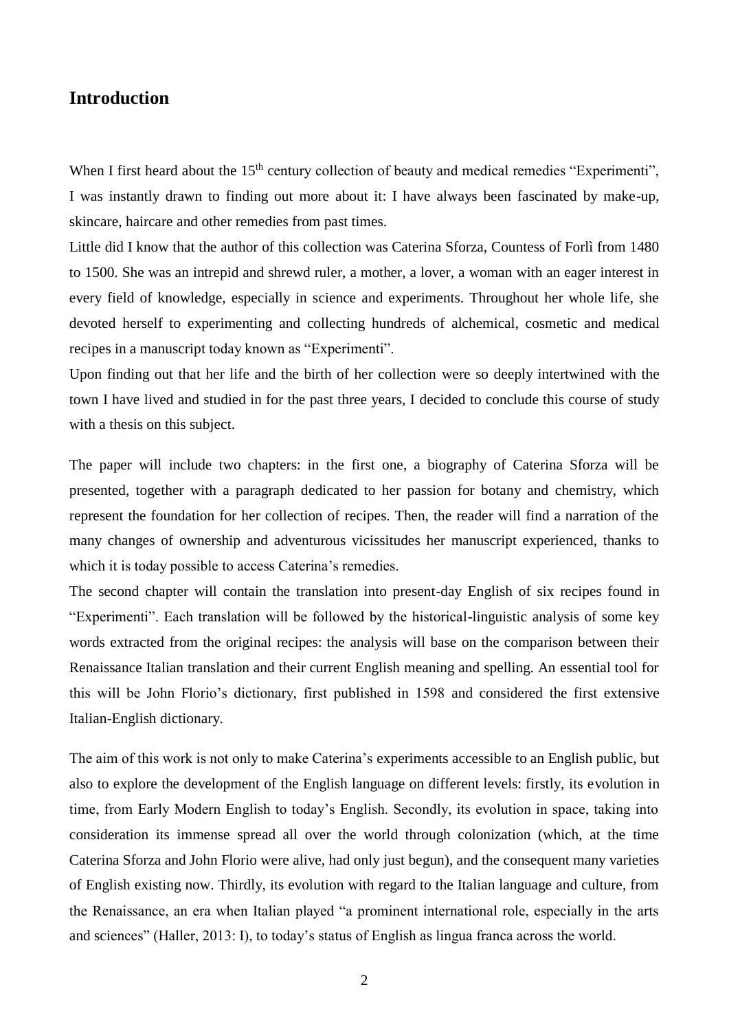## Introduction

When I first heard about the 15th century collection of beauty and medical remedies "Experimenti", I was instantly drawn to finding out more about it: I have always been fascinated by make-up, skincare, haircare and other remedies from past times.

Little did I know that the author of this collection was Caterina Sforza, Countess of Forlì from 1480 to 1500. She was an intrepid and shrewd ruler, a mother, a lover, a woman with an eager interest in every field of knowledge, especially in science and experiments. Throughout her whole life, she devoted herself to experimenting and collecting hundreds of alchemical, cosmetic and medical recipes in a manuscript today known as "Experimenti".

Upon finding out that her life and the birth of her collection were so deeply intertwined with the town I have lived and studied in for the past three years, I decided to conclude this course of study with a thesis on this subject.

The paper will include two chapters: in the first one, a biography of Caterina Sforza will be presented, together with a paragraph dedicated to her passion for botany and chemistry, which represent the foundation for her collection of recipes. Then, the reader will find a narration of the many changes of ownership and adventurous vicissitudes her manuscript experienced, thanks to which it is today possible to access Caterina's remedies.

The second chapter will contain the translation into present-day English of six recipes found in "Experimenti". Each translation will be followed by the historical-linguistic analysis of some key words extracted from the original recipes: the analysis will base on the comparison between their Renaissance Italian translation and their current English meaning and spelling. An essential tool for this will be John Florio's dictionary, first published in 1598 and considered the first extensive Italian-English dictionary.

The aim of this work is not only to make Caterina's experiments accessible to an English public, but also to explore the development of the English language on different levels: firstly, its evolution in time, from Early Modern English to today's English. Secondly, its evolution in space, taking into consideration its immense spread all over the world through colonization (which, at the time Caterina Sforza and John Florio were alive, had only just begun), and the consequent many varieties of English existing now. Thirdly, its evolution with regard to the Italian language and culture, from the Renaissance, an era when Italian played "a prominent international role, especially in the arts and sciences" (Haller, 2013: I), to today's status of English as lingua franca across the world.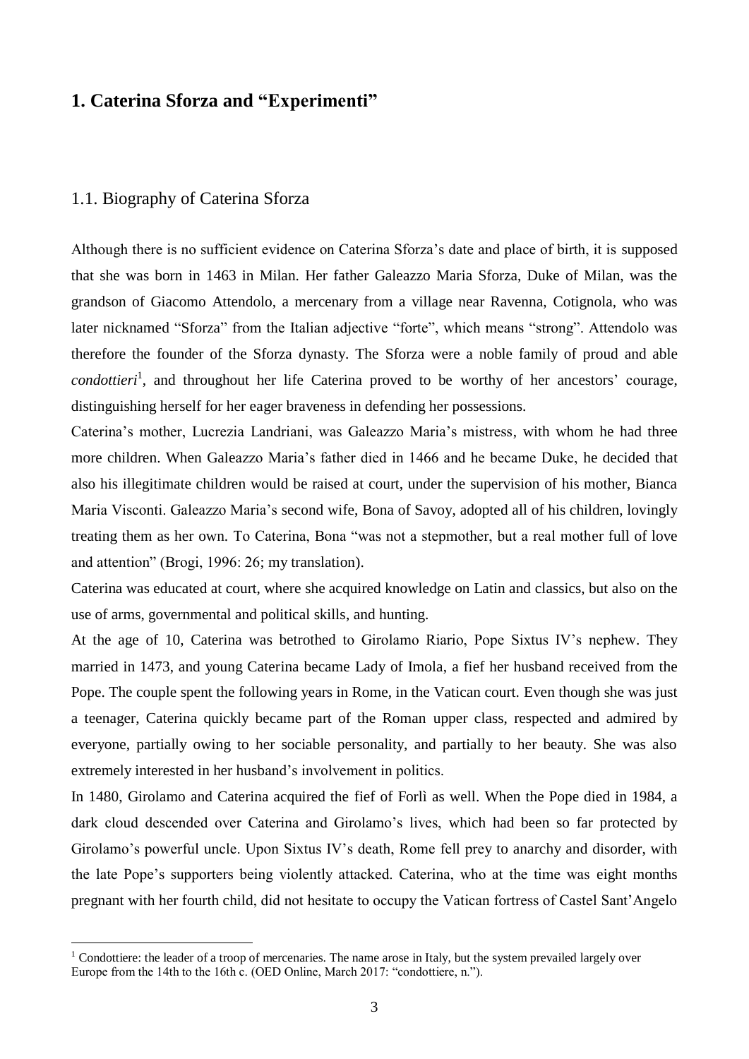# 1. Caterina Sforza and "Experimenti"

## 1.1. Biography of Caterina Sforza

Although there is no sufficient evidence on Caterina Sforza's date and place of birth, it is supposed that she was born in 1463 in Milan. Her father Galeazzo Maria Sforza, Duke of Milan, was the grandson of Giacomo Attendolo, a mercenary from a village near Ravenna, Cotignola, who was later nicknamed "Sforza" from the Italian adjective "forte", which means "strong". Attendolo was therefore the founder of the Sforza dynasty. The Sforza were a noble family of proud and able *condottieri*[1], and throughout her life Caterina proved to be worthy of her ancestors' courage, distinguishing herself for her eager braveness in defending her possessions.

Caterina's mother, Lucrezia Landriani, was Galeazzo Maria's mistress, with whom he had three more children. When Galeazzo Maria's father died in 1466 and he became Duke, he decided that also his illegitimate children would be raised at court, under the supervision of his mother, Bianca Maria Visconti. Galeazzo Maria's second wife, Bona of Savoy, adopted all of his children, lovingly treating them as her own. To Caterina, Bona "was not a stepmother, but a real mother full of love and attention" (Brogi, 1996: 26; my translation).

Caterina was educated at court, where she acquired knowledge on Latin and classics, but also on the use of arms, governmental and political skills, and hunting.

At the age of 10, Caterina was betrothed to Girolamo Riario, Pope Sixtus IV's nephew. They married in 1473, and young Caterina became Lady of Imola, a fief her husband received from the Pope. The couple spent the following years in Rome, in the Vatican court. Even though she was just a teenager, Caterina quickly became part of the Roman upper class, respected and admired by everyone, partially owing to her sociable personality, and partially to her beauty. She was also extremely interested in her husband's involvement in politics.

In 1480, Girolamo and Caterina acquired the fief of Forlì as well. When the Pope died in 1984, a dark cloud descended over Caterina and Girolamo's lives, which had been so far protected by Girolamo's powerful uncle. Upon Sixtus IV's death, Rome fell prey to anarchy and disorder, with the late Pope's supporters being violently attacked. Caterina, who at the time was eight months pregnant with her fourth child, did not hesitate to occupy the Vatican fortress of Castel Sant'Angelo

[1] Condottiere: the leader of a troop of mercenaries. The name arose in Italy, but the system prevailed largely over Europe from the 14th to the 16th c. (OED Online, March 2017: "condottiere, n.").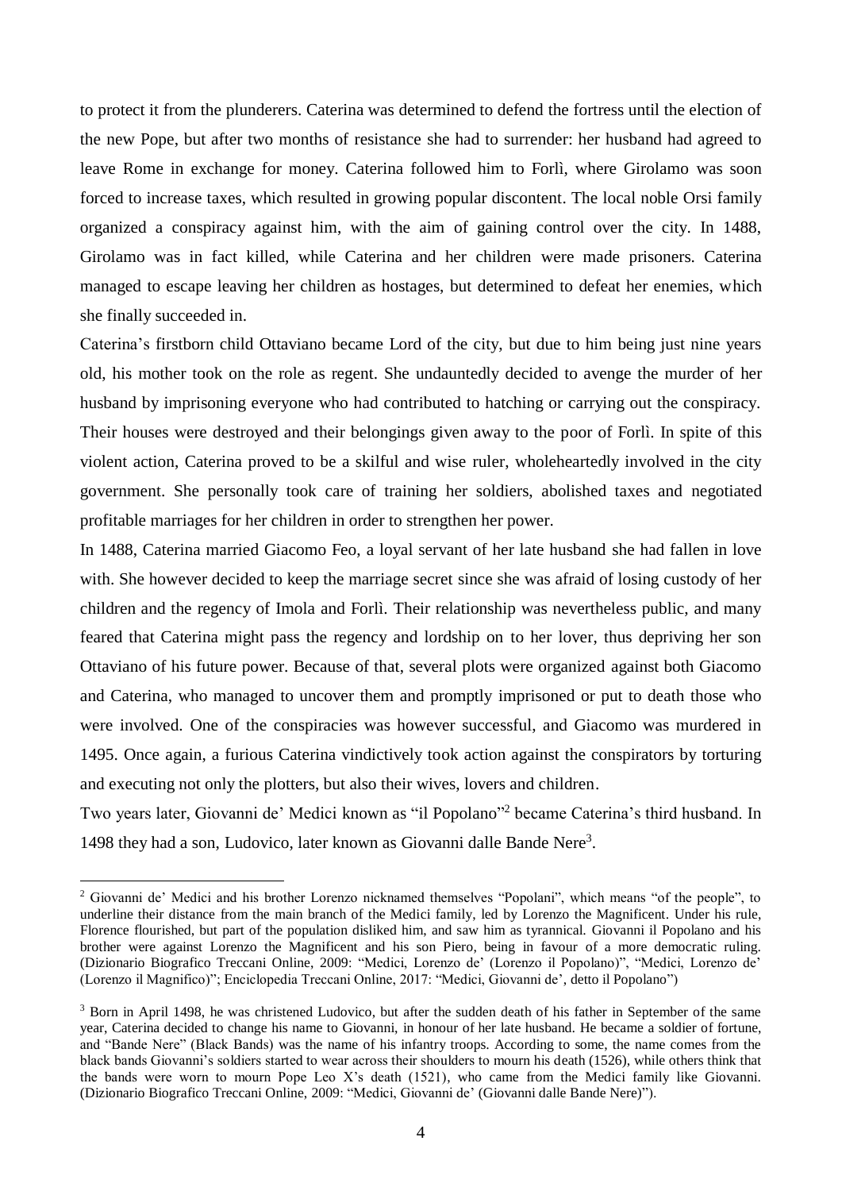to protect it from the plunderers. Caterina was determined to defend the fortress until the election of the new Pope, but after two months of resistance she had to surrender: her husband had agreed to leave Rome in exchange for money. Caterina followed him to Forlì, where Girolamo was soon forced to increase taxes, which resulted in growing popular discontent. The local noble Orsi family organized a conspiracy against him, with the aim of gaining control over the city. In 1488, Girolamo was in fact killed, while Caterina and her children were made prisoners. Caterina managed to escape leaving her children as hostages, but determined to defeat her enemies, which she finally succeeded in.

Caterina's firstborn child Ottaviano became Lord of the city, but due to him being just nine years old, his mother took on the role as regent. She undauntedly decided to avenge the murder of her husband by imprisoning everyone who had contributed to hatching or carrying out the conspiracy. Their houses were destroyed and their belongings given away to the poor of Forlì. In spite of this violent action, Caterina proved to be a skilful and wise ruler, wholeheartedly involved in the city government. She personally took care of training her soldiers, abolished taxes and negotiated profitable marriages for her children in order to strengthen her power.

In 1488, Caterina married Giacomo Feo, a loyal servant of her late husband she had fallen in love with. She however decided to keep the marriage secret since she was afraid of losing custody of her children and the regency of Imola and Forlì. Their relationship was nevertheless public, and many feared that Caterina might pass the regency and lordship on to her lover, thus depriving her son Ottaviano of his future power. Because of that, several plots were organized against both Giacomo and Caterina, who managed to uncover them and promptly imprisoned or put to death those who were involved. One of the conspiracies was however successful, and Giacomo was murdered in 1495. Once again, a furious Caterina vindictively took action against the conspirators by torturing and executing not only the plotters, but also their wives, lovers and children.

Two years later, Giovanni de' Medici known as "il Popolano"[2] became Caterina's third husband. In 1498 they had a son, Ludovico, later known as Giovanni dalle Bande Nere[3].

---

[2] Giovanni de' Medici and his brother Lorenzo nicknamed themselves "Popolani", which means "of the people", to underline their distance from the main branch of the Medici family, led by Lorenzo the Magnificent. Under his rule, Florence flourished, but part of the population disliked him, and saw him as tyrannical. Giovanni il Popolano and his brother were against Lorenzo the Magnificent and his son Piero, being in favour of a more democratic ruling. (Dizionario Biografico Treccani Online, 2009: "Medici, Lorenzo de' (Lorenzo il Popolano)", "Medici, Lorenzo de' (Lorenzo il Magnifico)"; Enciclopedia Treccani Online, 2017: "Medici, Giovanni de', detto il Popolano")

[3] Born in April 1498, he was christened Ludovico, but after the sudden death of his father in September of the same year, Caterina decided to change his name to Giovanni, in honour of her late husband. He became a soldier of fortune, and "Bande Nere" (Black Bands) was the name of his infantry troops. According to some, the name comes from the black bands Giovanni's soldiers started to wear across their shoulders to mourn his death (1526), while others think that the bands were worn to mourn Pope Leo X's death (1521), who came from the Medici family like Giovanni. (Dizionario Biografico Treccani Online, 2009: "Medici, Giovanni de' (Giovanni dalle Bande Nere)").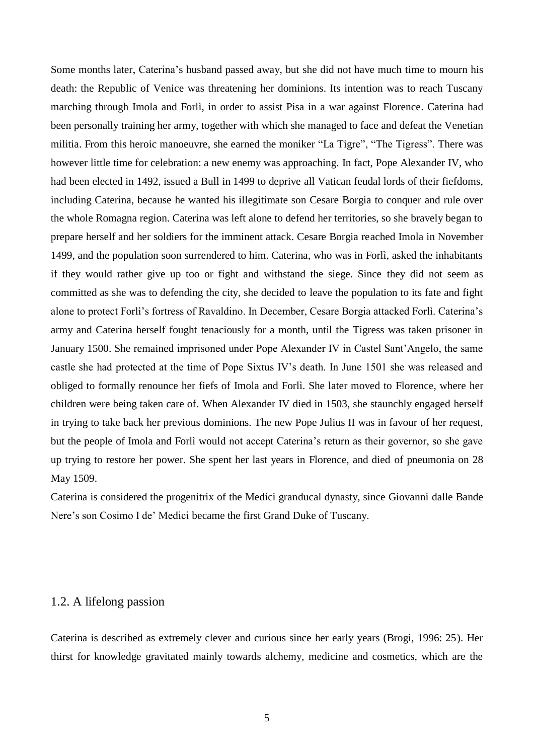Some months later, Caterina's husband passed away, but she did not have much time to mourn his death: the Republic of Venice was threatening her dominions. Its intention was to reach Tuscany marching through Imola and Forlì, in order to assist Pisa in a war against Florence. Caterina had been personally training her army, together with which she managed to face and defeat the Venetian militia. From this heroic manoeuvre, she earned the moniker "La Tigre", "The Tigress". There was however little time for celebration: a new enemy was approaching. In fact, Pope Alexander IV, who had been elected in 1492, issued a Bull in 1499 to deprive all Vatican feudal lords of their fiefdoms, including Caterina, because he wanted his illegitimate son Cesare Borgia to conquer and rule over the whole Romagna region. Caterina was left alone to defend her territories, so she bravely began to prepare herself and her soldiers for the imminent attack. Cesare Borgia reached Imola in November 1499, and the population soon surrendered to him. Caterina, who was in Forlì, asked the inhabitants if they would rather give up too or fight and withstand the siege. Since they did not seem as committed as she was to defending the city, she decided to leave the population to its fate and fight alone to protect Forlì's fortress of Ravaldino. In December, Cesare Borgia attacked Forlì. Caterina's army and Caterina herself fought tenaciously for a month, until the Tigress was taken prisoner in January 1500. She remained imprisoned under Pope Alexander IV in Castel Sant'Angelo, the same castle she had protected at the time of Pope Sixtus IV's death. In June 1501 she was released and obliged to formally renounce her fiefs of Imola and Forlì. She later moved to Florence, where her children were being taken care of. When Alexander IV died in 1503, she staunchly engaged herself in trying to take back her previous dominions. The new Pope Julius II was in favour of her request, but the people of Imola and Forlì would not accept Caterina's return as their governor, so she gave up trying to restore her power. She spent her last years in Florence, and died of pneumonia on 28 May 1509.

Caterina is considered the progenitrix of the Medici granducal dynasty, since Giovanni dalle Bande Nere's son Cosimo I de' Medici became the first Grand Duke of Tuscany.

## 1.2. A lifelong passion

Caterina is described as extremely clever and curious since her early years (Brogi, 1996: 25). Her thirst for knowledge gravitated mainly towards alchemy, medicine and cosmetics, which are the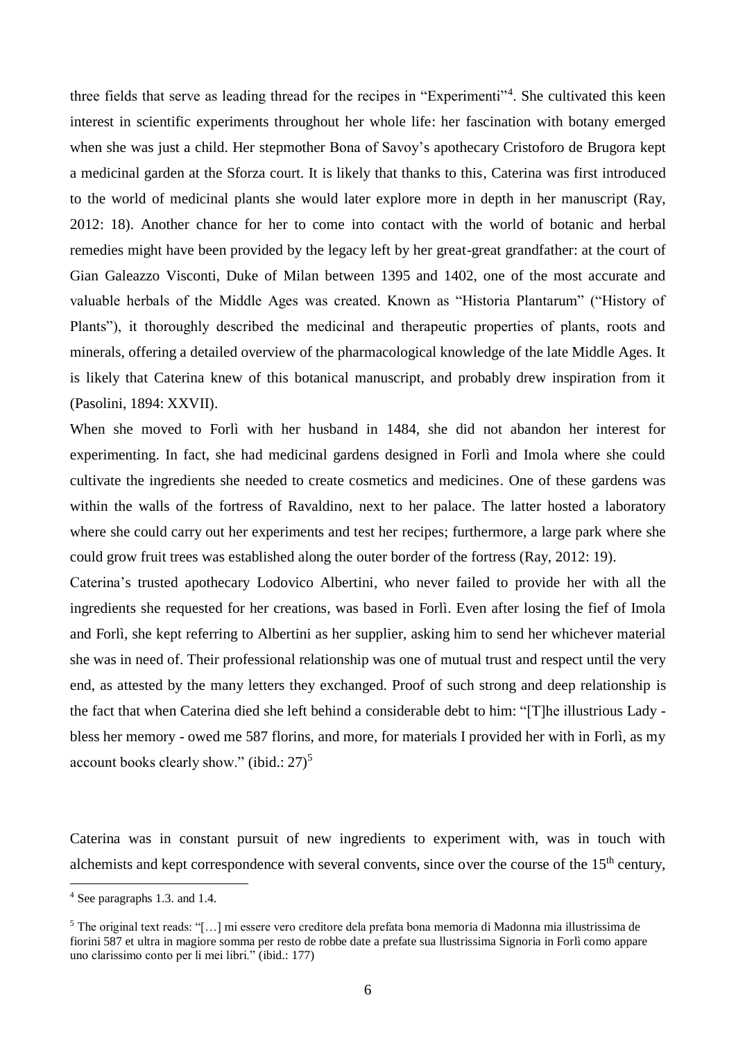three fields that serve as leading thread for the recipes in "Experimenti"[4]. She cultivated this keen interest in scientific experiments throughout her whole life: her fascination with botany emerged when she was just a child. Her stepmother Bona of Savoy's apothecary Cristoforo de Brugora kept a medicinal garden at the Sforza court. It is likely that thanks to this, Caterina was first introduced to the world of medicinal plants she would later explore more in depth in her manuscript (Ray, 2012: 18). Another chance for her to come into contact with the world of botanic and herbal remedies might have been provided by the legacy left by her great-great grandfather: at the court of Gian Galeazzo Visconti, Duke of Milan between 1395 and 1402, one of the most accurate and valuable herbals of the Middle Ages was created. Known as "Historia Plantarum" ("History of Plants"), it thoroughly described the medicinal and therapeutic properties of plants, roots and minerals, offering a detailed overview of the pharmacological knowledge of the late Middle Ages. It is likely that Caterina knew of this botanical manuscript, and probably drew inspiration from it (Pasolini, 1894: XXVII).

When she moved to Forlì with her husband in 1484, she did not abandon her interest for experimenting. In fact, she had medicinal gardens designed in Forlì and Imola where she could cultivate the ingredients she needed to create cosmetics and medicines. One of these gardens was within the walls of the fortress of Ravaldino, next to her palace. The latter hosted a laboratory where she could carry out her experiments and test her recipes; furthermore, a large park where she could grow fruit trees was established along the outer border of the fortress (Ray, 2012: 19).

Caterina's trusted apothecary Lodovico Albertini, who never failed to provide her with all the ingredients she requested for her creations, was based in Forlì. Even after losing the fief of Imola and Forlì, she kept referring to Albertini as her supplier, asking him to send her whichever material she was in need of. Their professional relationship was one of mutual trust and respect until the very end, as attested by the many letters they exchanged. Proof of such strong and deep relationship is the fact that when Caterina died she left behind a considerable debt to him: "[T]he illustrious Lady - bless her memory - owed me 587 florins, and more, for materials I provided her with in Forlì, as my account books clearly show." (ibid.: 27)[5]

Caterina was in constant pursuit of new ingredients to experiment with, was in touch with alchemists and kept correspondence with several convents, since over the course of the 15th century,

---

[4] See paragraphs 1.3. and 1.4.

[5] The original text reads: "[…] mi essere vero creditore dela prefata bona memoria di Madonna mia illustrissima de fiorini 587 et ultra in magiore somma per resto de robbe date a prefate sua llustrissima Signoria in Forlì como appare uno clarissimo conto per li mei libri." (ibid.: 177)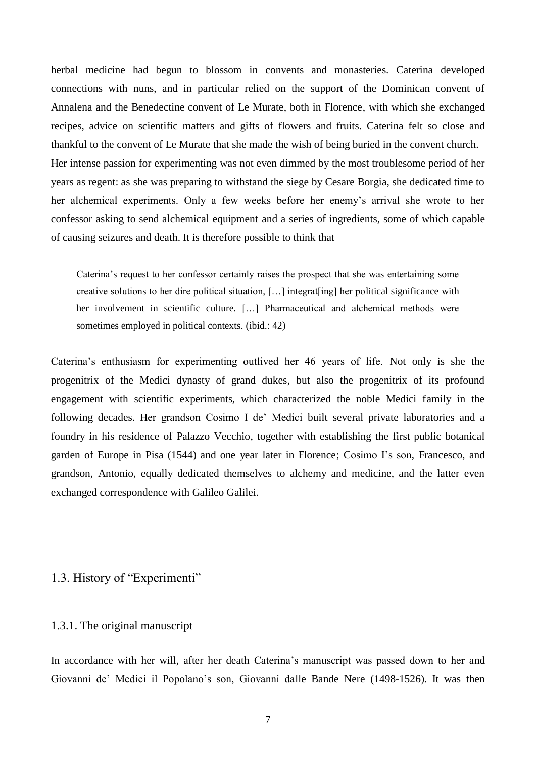herbal medicine had begun to blossom in convents and monasteries. Caterina developed connections with nuns, and in particular relied on the support of the Dominican convent of Annalena and the Benedectine convent of Le Murate, both in Florence, with which she exchanged recipes, advice on scientific matters and gifts of flowers and fruits. Caterina felt so close and thankful to the convent of Le Murate that she made the wish of being buried in the convent church.
Her intense passion for experimenting was not even dimmed by the most troublesome period of her years as regent: as she was preparing to withstand the siege by Cesare Borgia, she dedicated time to her alchemical experiments. Only a few weeks before her enemy's arrival she wrote to her confessor asking to send alchemical equipment and a series of ingredients, some of which capable of causing seizures and death. It is therefore possible to think that

> Caterina's request to her confessor certainly raises the prospect that she was entertaining some creative solutions to her dire political situation, […] integrat[ing] her political significance with her involvement in scientific culture. […] Pharmaceutical and alchemical methods were sometimes employed in political contexts. (ibid.: 42)

Caterina's enthusiasm for experimenting outlived her 46 years of life. Not only is she the progenitrix of the Medici dynasty of grand dukes, but also the progenitrix of its profound engagement with scientific experiments, which characterized the noble Medici family in the following decades. Her grandson Cosimo I de' Medici built several private laboratories and a foundry in his residence of Palazzo Vecchio, together with establishing the first public botanical garden of Europe in Pisa (1544) and one year later in Florence; Cosimo I's son, Francesco, and grandson, Antonio, equally dedicated themselves to alchemy and medicine, and the latter even exchanged correspondence with Galileo Galilei.

## 1.3. History of "Experimenti"

### 1.3.1. The original manuscript

In accordance with her will, after her death Caterina's manuscript was passed down to her and Giovanni de' Medici il Popolano's son, Giovanni dalle Bande Nere (1498-1526). It was then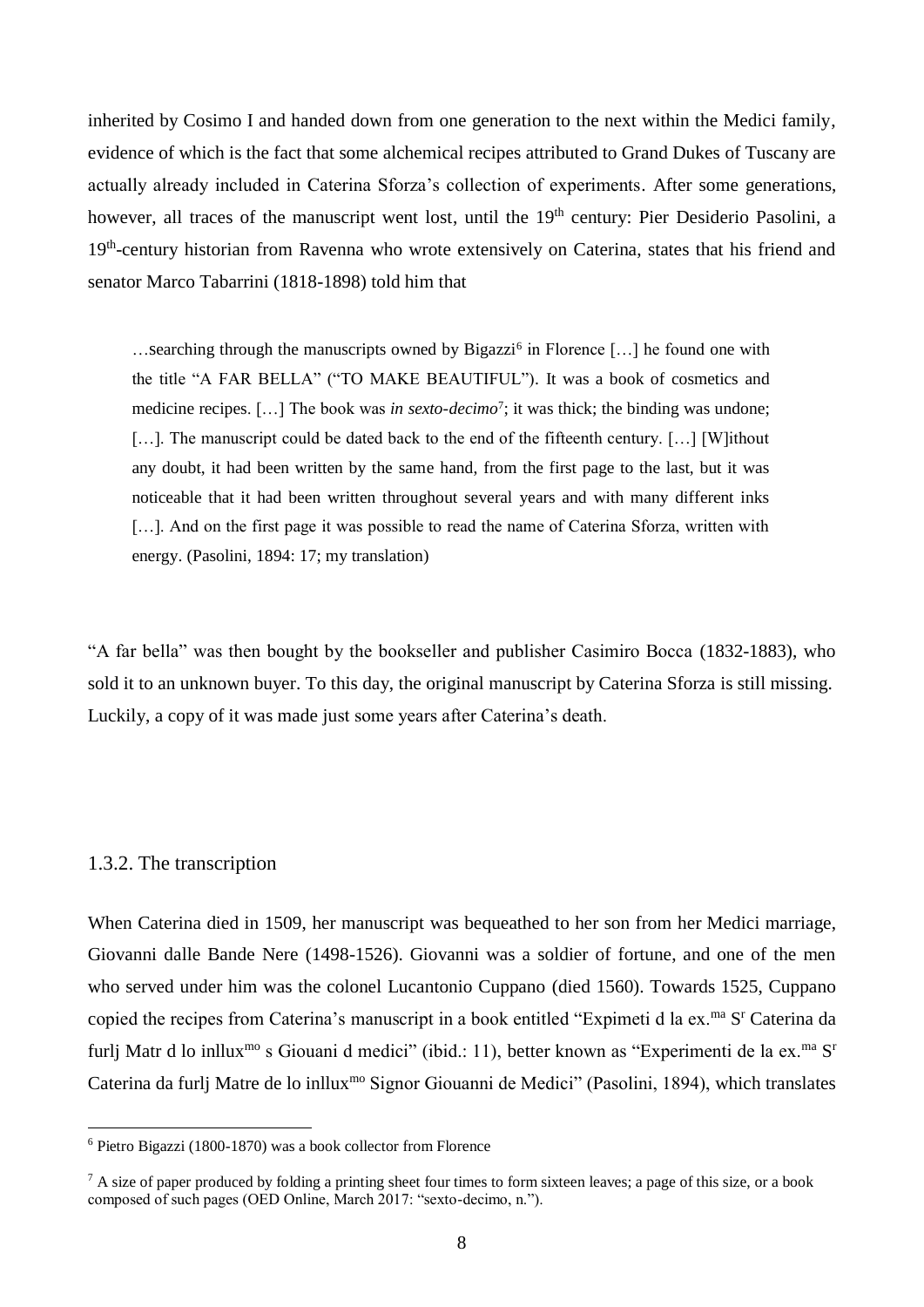inherited by Cosimo I and handed down from one generation to the next within the Medici family, evidence of which is the fact that some alchemical recipes attributed to Grand Dukes of Tuscany are actually already included in Caterina Sforza's collection of experiments. After some generations, however, all traces of the manuscript went lost, until the 19th century: Pier Desiderio Pasolini, a 19th-century historian from Ravenna who wrote extensively on Caterina, states that his friend and senator Marco Tabarrini (1818-1898) told him that

> …searching through the manuscripts owned by Bigazzi[6] in Florence […] he found one with the title "A FAR BELLA" ("TO MAKE BEAUTIFUL"). It was a book of cosmetics and medicine recipes. […] The book was *in sexto-decimo*[7]; it was thick; the binding was undone; […]. The manuscript could be dated back to the end of the fifteenth century. […] [W]ithout any doubt, it had been written by the same hand, from the first page to the last, but it was noticeable that it had been written throughout several years and with many different inks […]. And on the first page it was possible to read the name of Caterina Sforza, written with energy. (Pasolini, 1894: 17; my translation)

"A far bella" was then bought by the bookseller and publisher Casimiro Bocca (1832-1883), who sold it to an unknown buyer. To this day, the original manuscript by Caterina Sforza is still missing. Luckily, a copy of it was made just some years after Caterina's death.

### 1.3.2. The transcription

When Caterina died in 1509, her manuscript was bequeathed to her son from her Medici marriage, Giovanni dalle Bande Nere (1498-1526). Giovanni was a soldier of fortune, and one of the men who served under him was the colonel Lucantonio Cuppano (died 1560). Towards 1525, Cuppano copied the recipes from Caterina's manuscript in a book entitled "Expimeti d la ex.ma Sr Caterina da furlj Matr d lo inllux mo s Giouani d medici" (ibid.: 11), better known as "Experimenti de la ex.ma Sr Caterina da furlj Matre de lo inllux mo Signor Giouanni de Medici" (Pasolini, 1894), which translates

---

[6] Pietro Bigazzi (1800-1870) was a book collector from Florence

[7] A size of paper produced by folding a printing sheet four times to form sixteen leaves; a page of this size, or a book composed of such pages (OED Online, March 2017: "sexto-decimo, n.").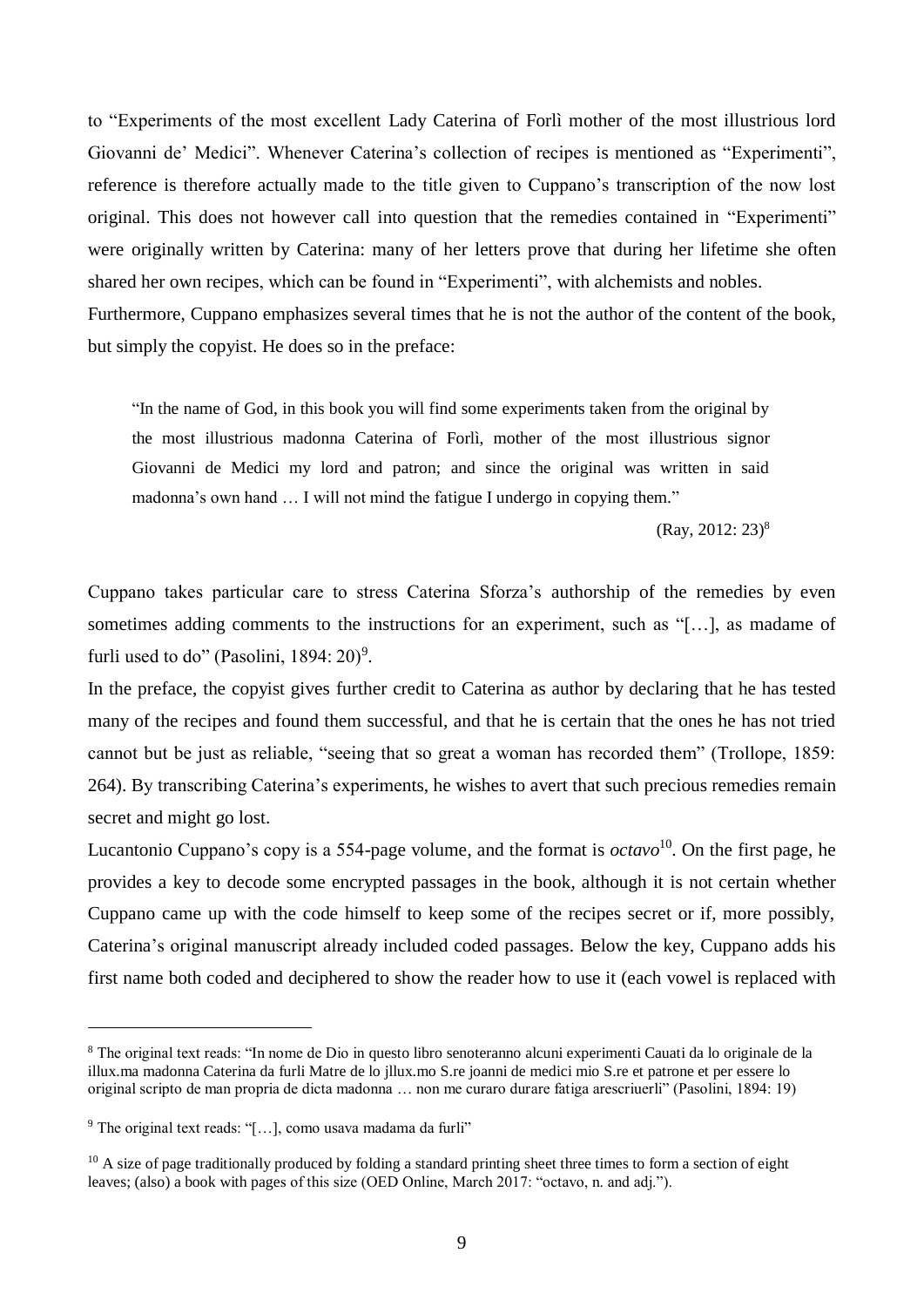to "Experiments of the most excellent Lady Caterina of Forlì mother of the most illustrious lord Giovanni de' Medici". Whenever Caterina's collection of recipes is mentioned as "Experimenti", reference is therefore actually made to the title given to Cuppano's transcription of the now lost original. This does not however call into question that the remedies contained in "Experimenti" were originally written by Caterina: many of her letters prove that during her lifetime she often shared her own recipes, which can be found in "Experimenti", with alchemists and nobles.

Furthermore, Cuppano emphasizes several times that he is not the author of the content of the book, but simply the copyist. He does so in the preface:

> "In the name of God, in this book you will find some experiments taken from the original by the most illustrious madonna Caterina of Forlì, mother of the most illustrious signor Giovanni de Medici my lord and patron; and since the original was written in said madonna's own hand … I will not mind the fatigue I undergo in copying them."
>
> (Ray, 2012: 23)[8]

Cuppano takes particular care to stress Caterina Sforza's authorship of the remedies by even sometimes adding comments to the instructions for an experiment, such as "[…], as madame of furli used to do" (Pasolini, 1894: 20)[9].

In the preface, the copyist gives further credit to Caterina as author by declaring that he has tested many of the recipes and found them successful, and that he is certain that the ones he has not tried cannot but be just as reliable, "seeing that so great a woman has recorded them" (Trollope, 1859: 264). By transcribing Caterina's experiments, he wishes to avert that such precious remedies remain secret and might go lost.

Lucantonio Cuppano's copy is a 554-page volume, and the format is *octavo*[10]. On the first page, he provides a key to decode some encrypted passages in the book, although it is not certain whether Cuppano came up with the code himself to keep some of the recipes secret or if, more possibly, Caterina's original manuscript already included coded passages. Below the key, Cuppano adds his first name both coded and deciphered to show the reader how to use it (each vowel is replaced with

---

[8] The original text reads: "In nome de Dio in questo libro senoteranno alcuni experimenti Cauati da lo originale de la illux.ma madonna Caterina da furli Matre de lo jllux.mo S.re joanni de medici mio S.re et patrone et per essere lo original scripto de man propria de dicta madonna … non me curaro durare fatiga arescriuerli" (Pasolini, 1894: 19)

[9] The original text reads: "[…], como usava madama da furli"

[10] A size of page traditionally produced by folding a standard printing sheet three times to form a section of eight leaves; (also) a book with pages of this size (OED Online, March 2017: "octavo, n. and adj.").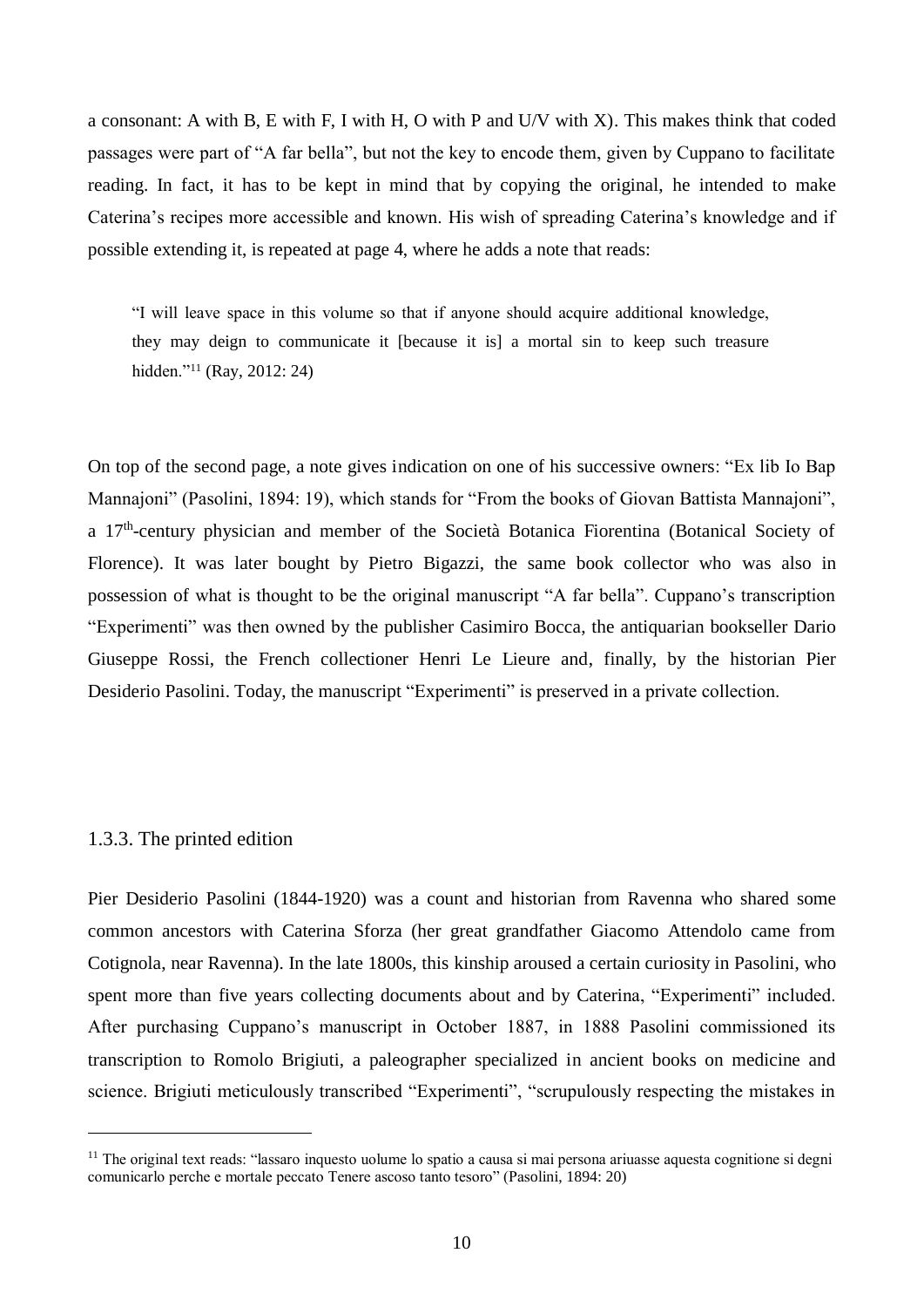a consonant: A with B, E with F, I with H, O with P and U/V with X). This makes think that coded passages were part of "A far bella", but not the key to encode them, given by Cuppano to facilitate reading. In fact, it has to be kept in mind that by copying the original, he intended to make Caterina's recipes more accessible and known. His wish of spreading Caterina's knowledge and if possible extending it, is repeated at page 4, where he adds a note that reads:

> "I will leave space in this volume so that if anyone should acquire additional knowledge, they may deign to communicate it [because it is] a mortal sin to keep such treasure hidden."[11] (Ray, 2012: 24)

On top of the second page, a note gives indication on one of his successive owners: "Ex lib Io Bap Mannajoni" (Pasolini, 1894: 19), which stands for "From the books of Giovan Battista Mannajoni", a 17th-century physician and member of the Società Botanica Fiorentina (Botanical Society of Florence). It was later bought by Pietro Bigazzi, the same book collector who was also in possession of what is thought to be the original manuscript "A far bella". Cuppano's transcription "Experimenti" was then owned by the publisher Casimiro Bocca, the antiquarian bookseller Dario Giuseppe Rossi, the French collectioner Henri Le Lieure and, finally, by the historian Pier Desiderio Pasolini. Today, the manuscript "Experimenti" is preserved in a private collection.

### 1.3.3. The printed edition

Pier Desiderio Pasolini (1844-1920) was a count and historian from Ravenna who shared some common ancestors with Caterina Sforza (her great grandfather Giacomo Attendolo came from Cotignola, near Ravenna). In the late 1800s, this kinship aroused a certain curiosity in Pasolini, who spent more than five years collecting documents about and by Caterina, "Experimenti" included. After purchasing Cuppano's manuscript in October 1887, in 1888 Pasolini commissioned its transcription to Romolo Brigiuti, a paleographer specialized in ancient books on medicine and science. Brigiuti meticulously transcribed "Experimenti", "scrupulously respecting the mistakes in

[11] The original text reads: "lassaro inquesto uolume lo spatio a causa si mai persona ariuasse aquesta cognitione si degni comunicarlo perche e mortale peccato Tenere ascoso tanto tesoro" (Pasolini, 1894: 20)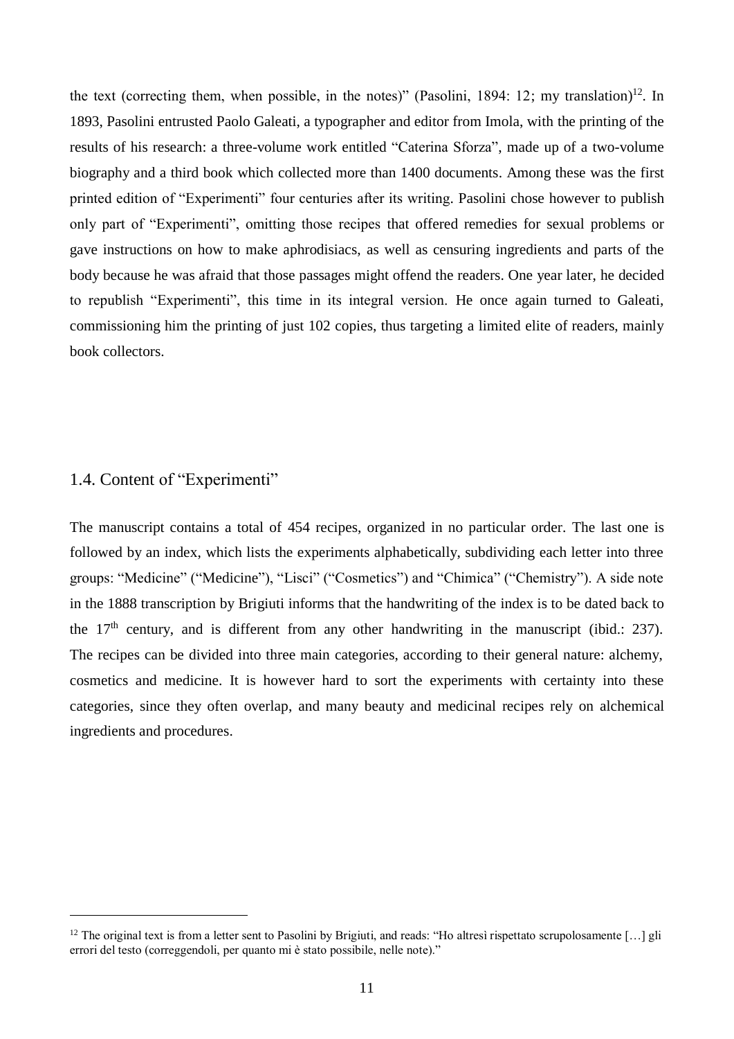the text (correcting them, when possible, in the notes)" (Pasolini, 1894: 12; my translation)[12]. In 1893, Pasolini entrusted Paolo Galeati, a typographer and editor from Imola, with the printing of the results of his research: a three-volume work entitled "Caterina Sforza", made up of a two-volume biography and a third book which collected more than 1400 documents. Among these was the first printed edition of "Experimenti" four centuries after its writing. Pasolini chose however to publish only part of "Experimenti", omitting those recipes that offered remedies for sexual problems or gave instructions on how to make aphrodisiacs, as well as censuring ingredients and parts of the body because he was afraid that those passages might offend the readers. One year later, he decided to republish "Experimenti", this time in its integral version. He once again turned to Galeati, commissioning him the printing of just 102 copies, thus targeting a limited elite of readers, mainly book collectors.

## 1.4. Content of "Experimenti"

The manuscript contains a total of 454 recipes, organized in no particular order. The last one is followed by an index, which lists the experiments alphabetically, subdividing each letter into three groups: "Medicine" ("Medicine"), "Lisci" ("Cosmetics") and "Chimica" ("Chemistry"). A side note in the 1888 transcription by Brigiuti informs that the handwriting of the index is to be dated back to the 17th century, and is different from any other handwriting in the manuscript (ibid.: 237). The recipes can be divided into three main categories, according to their general nature: alchemy, cosmetics and medicine. It is however hard to sort the experiments with certainty into these categories, since they often overlap, and many beauty and medicinal recipes rely on alchemical ingredients and procedures.

---

[12] The original text is from a letter sent to Pasolini by Brigiuti, and reads: "Ho altresì rispettato scrupolosamente […] gli errori del testo (correggendoli, per quanto mi è stato possibile, nelle note)."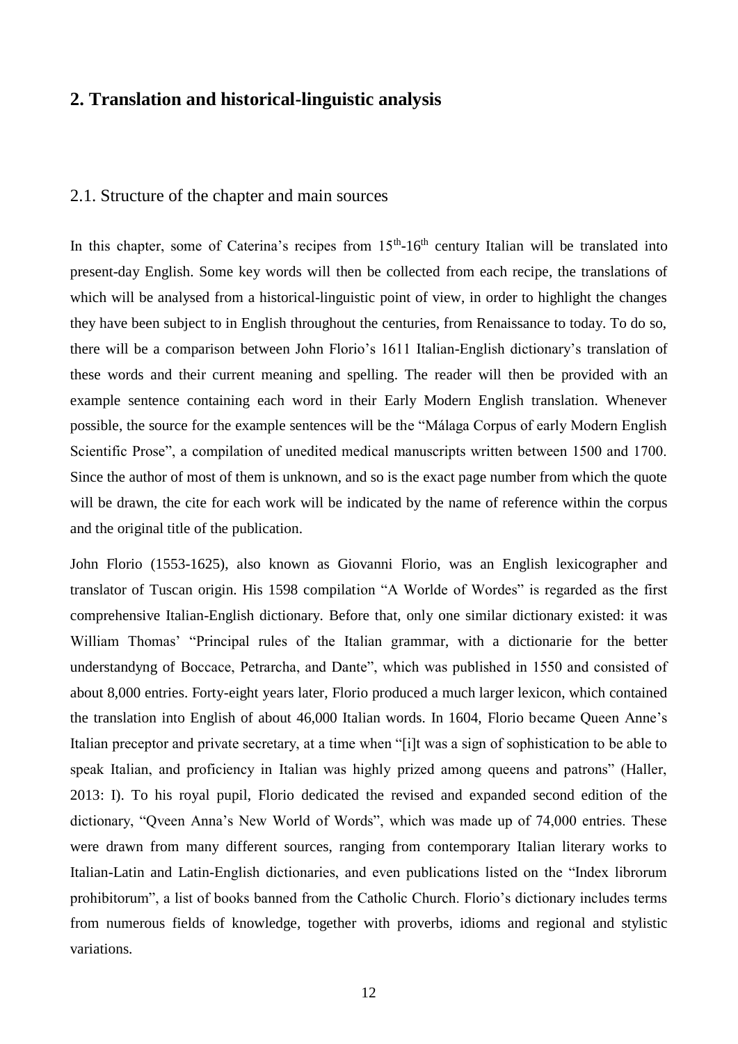## 2. Translation and historical-linguistic analysis

### 2.1. Structure of the chapter and main sources

In this chapter, some of Caterina's recipes from 15th-16th century Italian will be translated into present-day English. Some key words will then be collected from each recipe, the translations of which will be analysed from a historical-linguistic point of view, in order to highlight the changes they have been subject to in English throughout the centuries, from Renaissance to today. To do so, there will be a comparison between John Florio's 1611 Italian-English dictionary's translation of these words and their current meaning and spelling. The reader will then be provided with an example sentence containing each word in their Early Modern English translation. Whenever possible, the source for the example sentences will be the "Málaga Corpus of early Modern English Scientific Prose", a compilation of unedited medical manuscripts written between 1500 and 1700. Since the author of most of them is unknown, and so is the exact page number from which the quote will be drawn, the cite for each work will be indicated by the name of reference within the corpus and the original title of the publication.

John Florio (1553-1625), also known as Giovanni Florio, was an English lexicographer and translator of Tuscan origin. His 1598 compilation "A Worlde of Wordes" is regarded as the first comprehensive Italian-English dictionary. Before that, only one similar dictionary existed: it was William Thomas' "Principal rules of the Italian grammar, with a dictionarie for the better understandyng of Boccace, Petrarcha, and Dante", which was published in 1550 and consisted of about 8,000 entries. Forty-eight years later, Florio produced a much larger lexicon, which contained the translation into English of about 46,000 Italian words. In 1604, Florio became Queen Anne's Italian preceptor and private secretary, at a time when "[i]t was a sign of sophistication to be able to speak Italian, and proficiency in Italian was highly prized among queens and patrons" (Haller, 2013: I). To his royal pupil, Florio dedicated the revised and expanded second edition of the dictionary, "Qveen Anna's New World of Words", which was made up of 74,000 entries. These were drawn from many different sources, ranging from contemporary Italian literary works to Italian-Latin and Latin-English dictionaries, and even publications listed on the "Index librorum prohibitorum", a list of books banned from the Catholic Church. Florio's dictionary includes terms from numerous fields of knowledge, together with proverbs, idioms and regional and stylistic variations.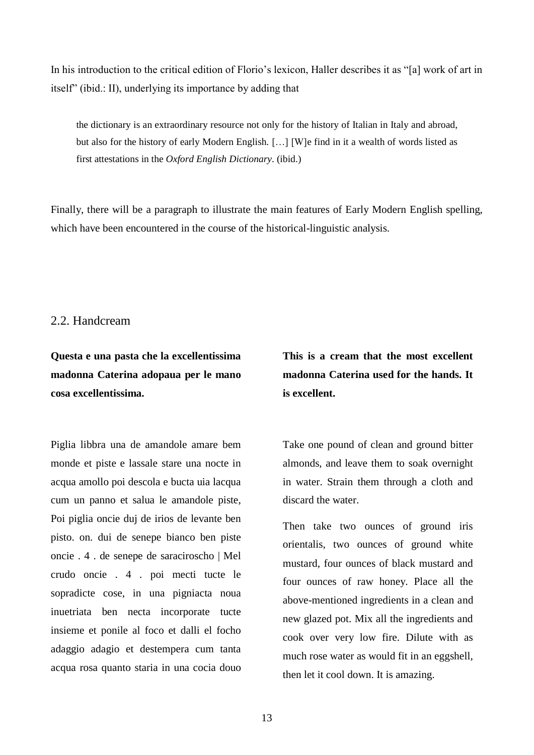In his introduction to the critical edition of Florio's lexicon, Haller describes it as "[a] work of art in itself" (ibid.: II), underlying its importance by adding that

> the dictionary is an extraordinary resource not only for the history of Italian in Italy and abroad, but also for the history of early Modern English. […] [W]e find in it a wealth of words listed as first attestations in the *Oxford English Dictionary*. (ibid.)

Finally, there will be a paragraph to illustrate the main features of Early Modern English spelling, which have been encountered in the course of the historical-linguistic analysis.

## 2.2. Handcream

**Questa e una pasta che la excellentissima madonna Caterina adopaua per le mano cosa excellentissima.**

Piglia libbra una de amandole amare bem monde et piste e lassale stare una nocte in acqua amollo poi descola e bucta uia lacqua cum un panno et salua le amandole piste, Poi piglia oncie duj de irios de levante ben pisto. on. dui de senepe bianco ben piste oncie . 4 . de senepe de saraciroscho | Mel crudo oncie . 4 . poi mecti tucte le sopradicte cose, in una pigniacta noua inuetriata ben necta incorporate tucte insieme et ponile al foco et dalli el focho adaggio adagio et destempera cum tanta acqua rosa quanto staria in una cocia douo

**This is a cream that the most excellent madonna Caterina used for the hands. It is excellent.**

Take one pound of clean and ground bitter almonds, and leave them to soak overnight in water. Strain them through a cloth and discard the water.

Then take two ounces of ground iris orientalis, two ounces of ground white mustard, four ounces of black mustard and four ounces of raw honey. Place all the above-mentioned ingredients in a clean and new glazed pot. Mix all the ingredients and cook over very low fire. Dilute with as much rose water as would fit in an eggshell, then let it cool down. It is amazing.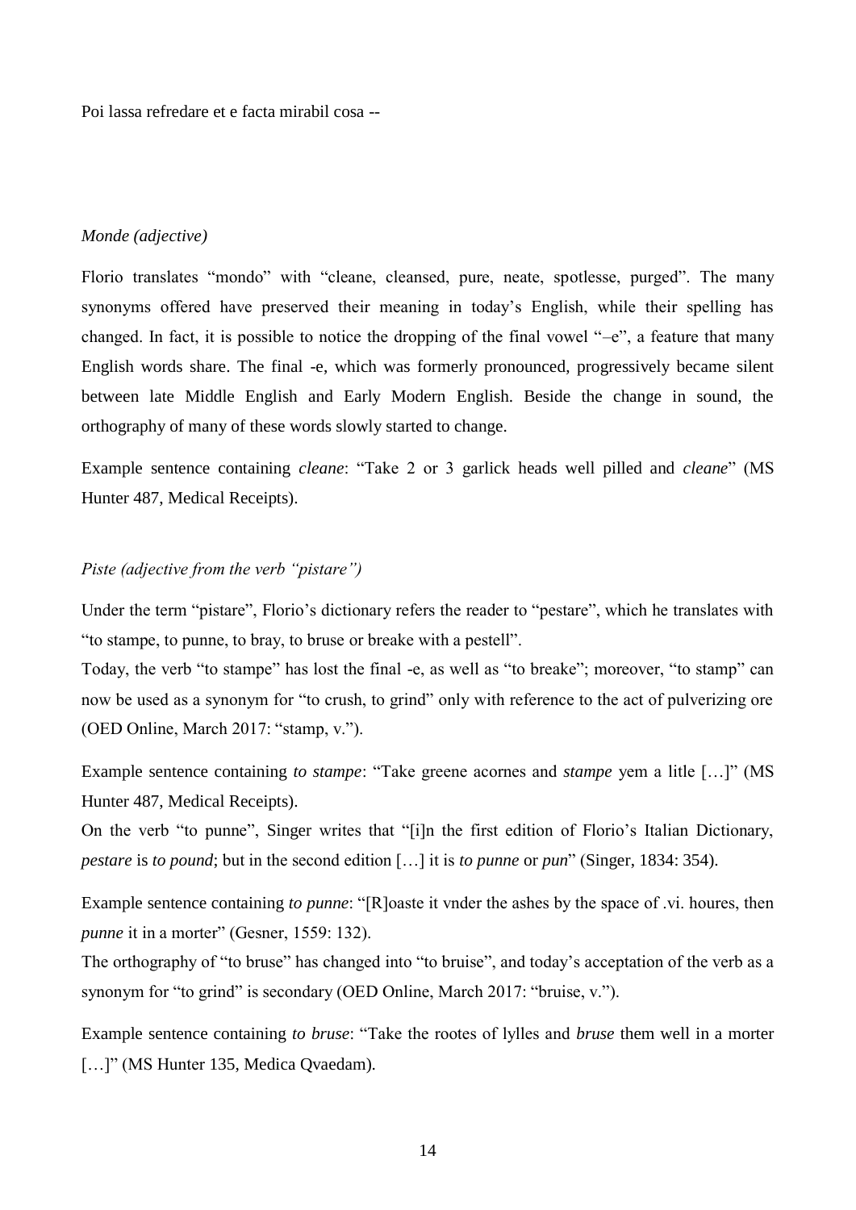Poi lassa refredare et e facta mirabil cosa --

*Monde (adjective)*

Florio translates "mondo" with "cleane, cleansed, pure, neate, spotlesse, purged". The many synonyms offered have preserved their meaning in today's English, while their spelling has changed. In fact, it is possible to notice the dropping of the final vowel "–e", a feature that many English words share. The final -e, which was formerly pronounced, progressively became silent between late Middle English and Early Modern English. Beside the change in sound, the orthography of many of these words slowly started to change.

Example sentence containing *cleane*: "Take 2 or 3 garlick heads well pilled and *cleane*" (MS Hunter 487, Medical Receipts).

*Piste (adjective from the verb "pistare")*

Under the term "pistare", Florio's dictionary refers the reader to "pestare", which he translates with "to stampe, to punne, to bray, to bruse or breake with a pestell".

Today, the verb "to stampe" has lost the final -e, as well as "to breake"; moreover, "to stamp" can now be used as a synonym for "to crush, to grind" only with reference to the act of pulverizing ore (OED Online, March 2017: "stamp, v.").

Example sentence containing *to stampe*: "Take greene acornes and *stampe* yem a litle […]" (MS Hunter 487, Medical Receipts).

On the verb "to punne", Singer writes that "[i]n the first edition of Florio's Italian Dictionary, *pestare* is *to pound*; but in the second edition […] it is *to punne* or *pun*" (Singer, 1834: 354).

Example sentence containing *to punne*: "[R]oaste it vnder the ashes by the space of .vi. houres, then *punne* it in a morter" (Gesner, 1559: 132).

The orthography of "to bruse" has changed into "to bruise", and today's acceptation of the verb as a synonym for "to grind" is secondary (OED Online, March 2017: "bruise, v.").

Example sentence containing *to bruse*: "Take the rootes of lylles and *bruse* them well in a morter […]" (MS Hunter 135, Medica Qvaedam).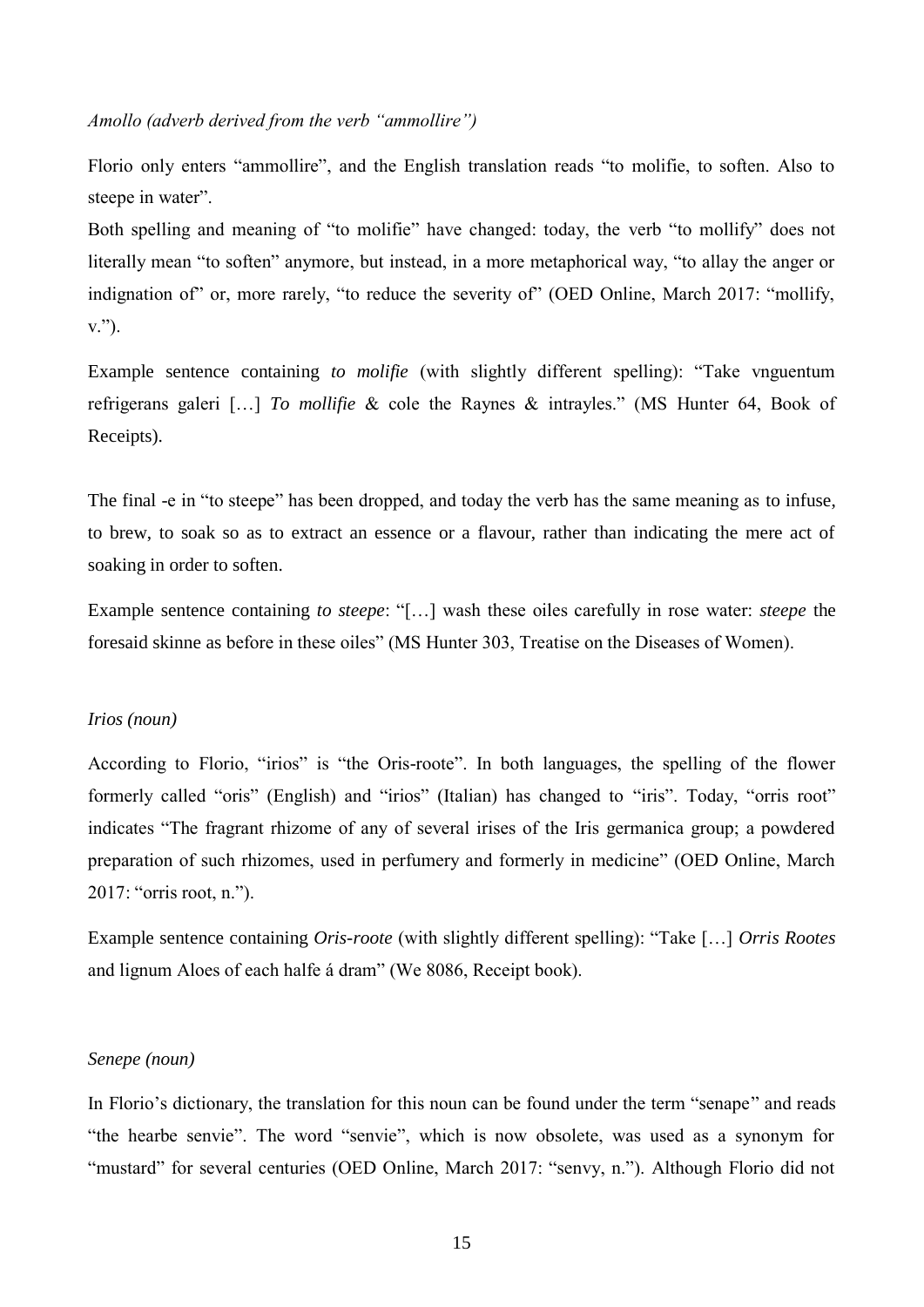*Amollo (adverb derived from the verb "ammollire")*

Florio only enters "ammollire", and the English translation reads "to molifie, to soften. Also to steepe in water".

Both spelling and meaning of "to molifie" have changed: today, the verb "to mollify" does not literally mean "to soften" anymore, but instead, in a more metaphorical way, "to allay the anger or indignation of" or, more rarely, "to reduce the severity of" (OED Online, March 2017: "mollify, v.").

Example sentence containing *to molifie* (with slightly different spelling): "Take vnguentum refrigerans galeri […] *To mollifie* & cole the Raynes & intrayles." (MS Hunter 64, Book of Receipts).

The final -e in "to steepe" has been dropped, and today the verb has the same meaning as to infuse, to brew, to soak so as to extract an essence or a flavour, rather than indicating the mere act of soaking in order to soften.

Example sentence containing *to steepe*: "[…] wash these oiles carefully in rose water: *steepe* the foresaid skinne as before in these oiles" (MS Hunter 303, Treatise on the Diseases of Women).

*Irios (noun)*

According to Florio, "irios" is "the Oris-roote". In both languages, the spelling of the flower formerly called "oris" (English) and "irios" (Italian) has changed to "iris". Today, "orris root" indicates "The fragrant rhizome of any of several irises of the Iris germanica group; a powdered preparation of such rhizomes, used in perfumery and formerly in medicine" (OED Online, March 2017: "orris root, n.").

Example sentence containing *Oris-roote* (with slightly different spelling): "Take […] *Orris Rootes* and lignum Aloes of each halfe á dram" (We 8086, Receipt book).

*Senepe (noun)*

In Florio's dictionary, the translation for this noun can be found under the term "senape" and reads "the hearbe senvie". The word "senvie", which is now obsolete, was used as a synonym for "mustard" for several centuries (OED Online, March 2017: "senvy, n."). Although Florio did not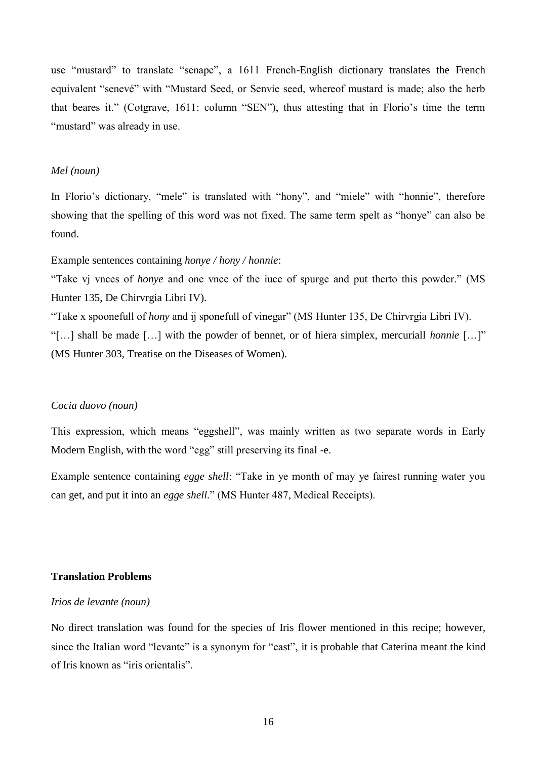use "mustard" to translate "senape", a 1611 French-English dictionary translates the French equivalent "senevé" with "Mustard Seed, or Senvie seed, whereof mustard is made; also the herb that beares it." (Cotgrave, 1611: column "SEN"), thus attesting that in Florio's time the term "mustard" was already in use.

*Mel (noun)*

In Florio's dictionary, "mele" is translated with "hony", and "miele" with "honnie", therefore showing that the spelling of this word was not fixed. The same term spelt as "honye" can also be found.

Example sentences containing *honye / hony / honnie*:

"Take vj vnces of *honye* and one vnce of the iuce of spurge and put therto this powder." (MS Hunter 135, De Chirvrgia Libri IV).

"Take x spoonefull of *hony* and ij sponefull of vinegar" (MS Hunter 135, De Chirvrgia Libri IV).

"[…] shall be made […] with the powder of bennet, or of hiera simplex, mercuriall *honnie* […]" (MS Hunter 303, Treatise on the Diseases of Women).

*Cocia duovo (noun)*

This expression, which means "eggshell", was mainly written as two separate words in Early Modern English, with the word "egg" still preserving its final -e.

Example sentence containing *egge shell*: "Take in ye month of may ye fairest running water you can get, and put it into an *egge shell.*" (MS Hunter 487, Medical Receipts).

**Translation Problems**

*Irios de levante (noun)*

No direct translation was found for the species of Iris flower mentioned in this recipe; however, since the Italian word "levante" is a synonym for "east", it is probable that Caterina meant the kind of Iris known as "iris orientalis".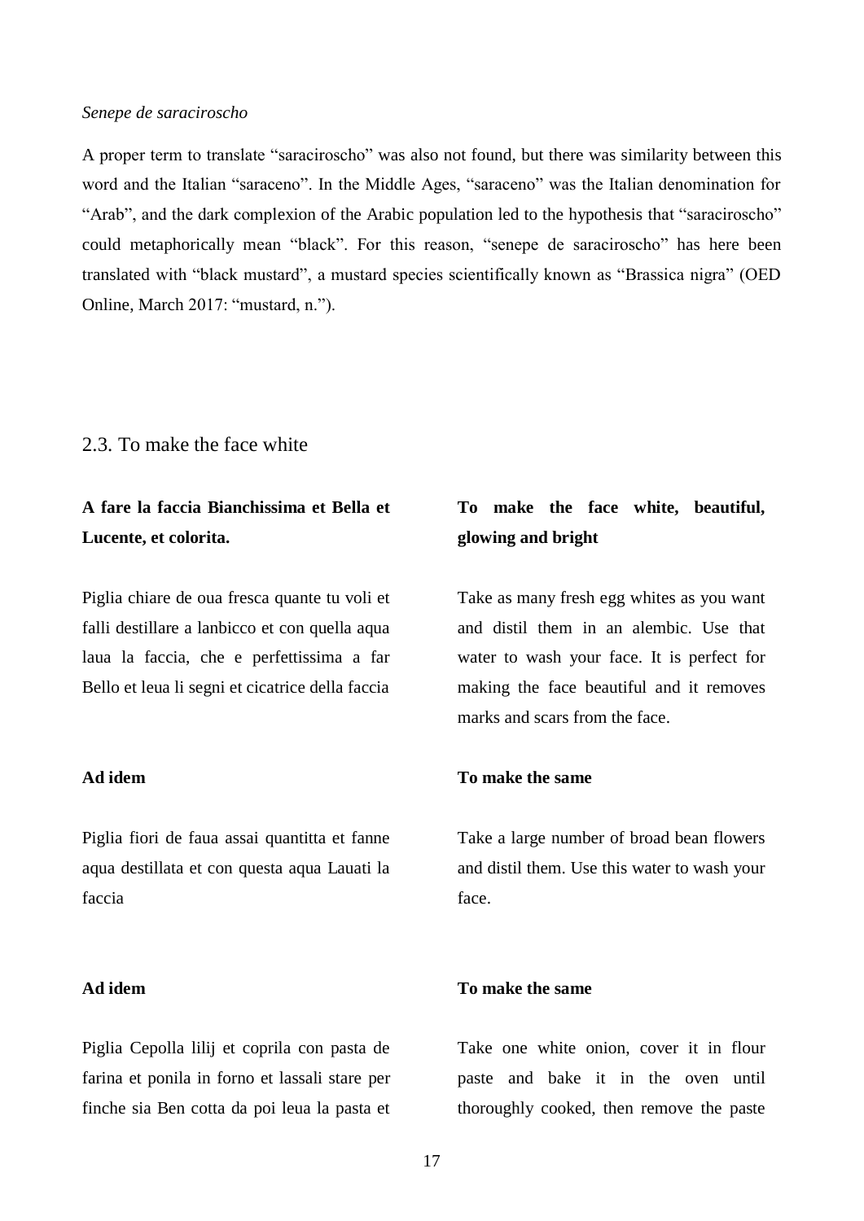*Senepe de saraciroscho*

A proper term to translate "saraciroscho" was also not found, but there was similarity between this word and the Italian "saraceno". In the Middle Ages, "saraceno" was the Italian denomination for "Arab", and the dark complexion of the Arabic population led to the hypothesis that "saraciroscho" could metaphorically mean "black". For this reason, "senepe de saraciroscho" has here been translated with "black mustard", a mustard species scientifically known as "Brassica nigra" (OED Online, March 2017: "mustard, n.").

## 2.3. To make the face white

**A fare la faccia Bianchissima et Bella et Lucente, et colorita.**

Piglia chiare de oua fresca quante tu voli et falli destillare a lanbicco et con quella aqua laua la faccia, che e perfettissima a far Bello et leua li segni et cicatrice della faccia

**To make the face white, beautiful, glowing and bright**

Take as many fresh egg whites as you want and distil them in an alembic. Use that water to wash your face. It is perfect for making the face beautiful and it removes marks and scars from the face.

**Ad idem**

Piglia fiori de faua assai quantitta et fanne aqua destillata et con questa aqua Lauati la faccia

**To make the same**

Take a large number of broad bean flowers and distil them. Use this water to wash your face.

**Ad idem**

Piglia Cepolla lilij et coprila con pasta de farina et ponila in forno et lassali stare per finche sia Ben cotta da poi leua la pasta et

**To make the same**

Take one white onion, cover it in flour paste and bake it in the oven until thoroughly cooked, then remove the paste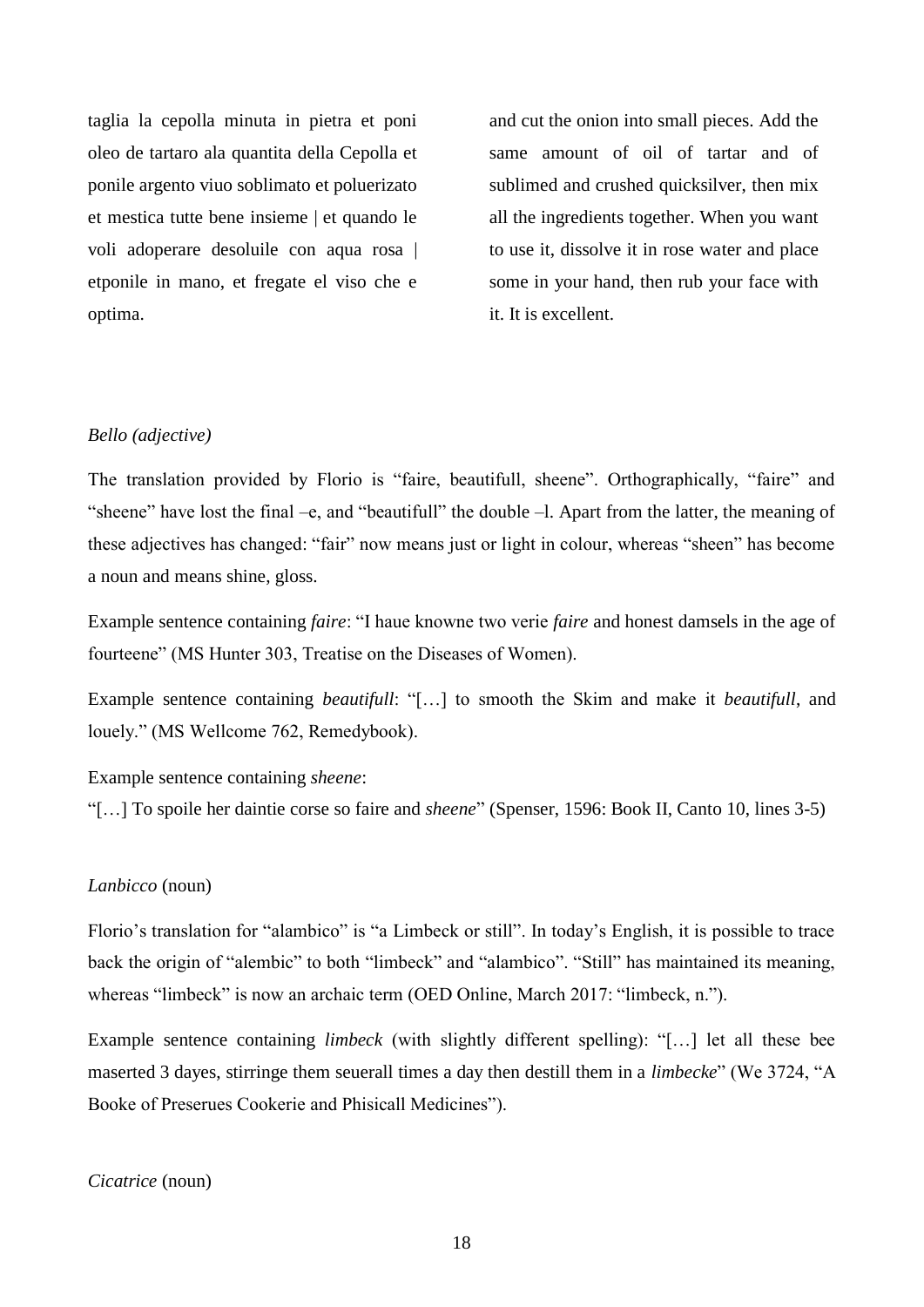taglia la cepolla minuta in pietra et poni oleo de tartaro ala quantita della Cepolla et ponile argento viuo soblimato et poluerizato et mestica tutte bene insieme | et quando le voli adoperare desoluile con aqua rosa | etponile in mano, et fregate el viso che e optima.

and cut the onion into small pieces. Add the same amount of oil of tartar and of sublimed and crushed quicksilver, then mix all the ingredients together. When you want to use it, dissolve it in rose water and place some in your hand, then rub your face with it. It is excellent.

*Bello (adjective)*

The translation provided by Florio is "faire, beautifull, sheene". Orthographically, "faire" and "sheene" have lost the final –e, and "beautifull" the double –l. Apart from the latter, the meaning of these adjectives has changed: "fair" now means just or light in colour, whereas "sheen" has become a noun and means shine, gloss.

Example sentence containing *faire*: "I haue knowne two verie *faire* and honest damsels in the age of fourteene" (MS Hunter 303, Treatise on the Diseases of Women).

Example sentence containing *beautifull*: "[…] to smooth the Skim and make it *beautifull*, and louely." (MS Wellcome 762, Remedybook).

Example sentence containing *sheene*:
"[…] To spoile her daintie corse so faire and *sheene*" (Spenser, 1596: Book II, Canto 10, lines 3-5)

*Lanbicco* (noun)

Florio's translation for "alambico" is "a Limbeck or still". In today's English, it is possible to trace back the origin of "alembic" to both "limbeck" and "alambico". "Still" has maintained its meaning, whereas "limbeck" is now an archaic term (OED Online, March 2017: "limbeck, n.").

Example sentence containing *limbeck* (with slightly different spelling): "[…] let all these bee maserted 3 dayes, stirringe them seuerall times a day then destill them in a *limbecke*" (We 3724, "A Booke of Preserues Cookerie and Phisicall Medicines").

*Cicatrice* (noun)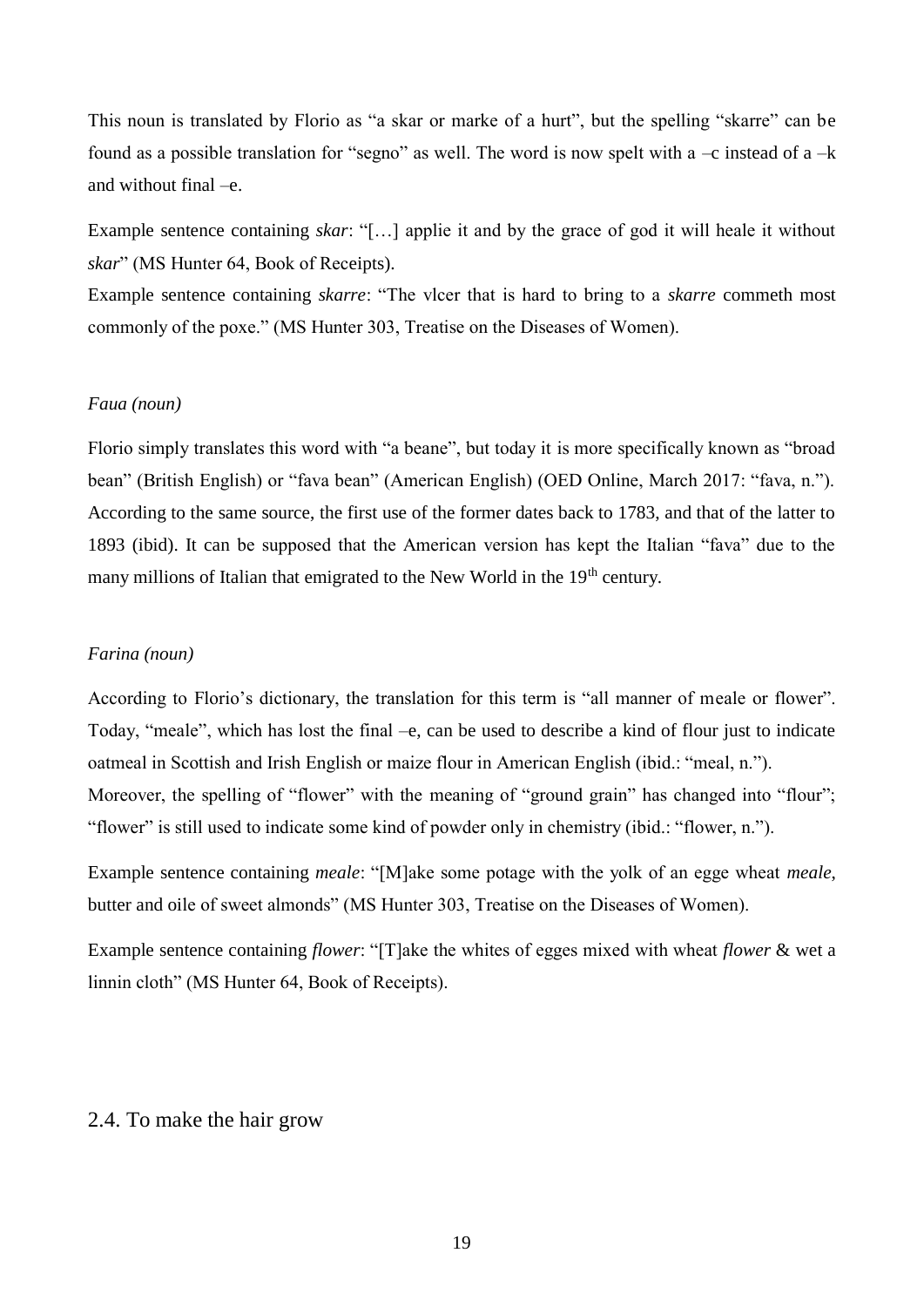This noun is translated by Florio as "a skar or marke of a hurt", but the spelling "skarre" can be found as a possible translation for "segno" as well. The word is now spelt with a –c instead of a –k and without final –e.

Example sentence containing *skar*: "[…] applie it and by the grace of god it will heale it without *skar*" (MS Hunter 64, Book of Receipts).
Example sentence containing *skarre*: "The vlcer that is hard to bring to a *skarre* commeth most commonly of the poxe." (MS Hunter 303, Treatise on the Diseases of Women).

*Faua (noun)*

Florio simply translates this word with "a beane", but today it is more specifically known as "broad bean" (British English) or "fava bean" (American English) (OED Online, March 2017: "fava, n."). According to the same source, the first use of the former dates back to 1783, and that of the latter to 1893 (ibid). It can be supposed that the American version has kept the Italian "fava" due to the many millions of Italian that emigrated to the New World in the 19th century.

*Farina (noun)*

According to Florio's dictionary, the translation for this term is "all manner of meale or flower". Today, "meale", which has lost the final –e, can be used to describe a kind of flour just to indicate oatmeal in Scottish and Irish English or maize flour in American English (ibid.: "meal, n.").
Moreover, the spelling of "flower" with the meaning of "ground grain" has changed into "flour"; "flower" is still used to indicate some kind of powder only in chemistry (ibid.: "flower, n.").

Example sentence containing *meale*: "[M]ake some potage with the yolk of an egge wheat *meale*, butter and oile of sweet almonds" (MS Hunter 303, Treatise on the Diseases of Women).

Example sentence containing *flower*: "[T]ake the whites of egges mixed with wheat *flower* & wet a linnin cloth" (MS Hunter 64, Book of Receipts).

## 2.4. To make the hair grow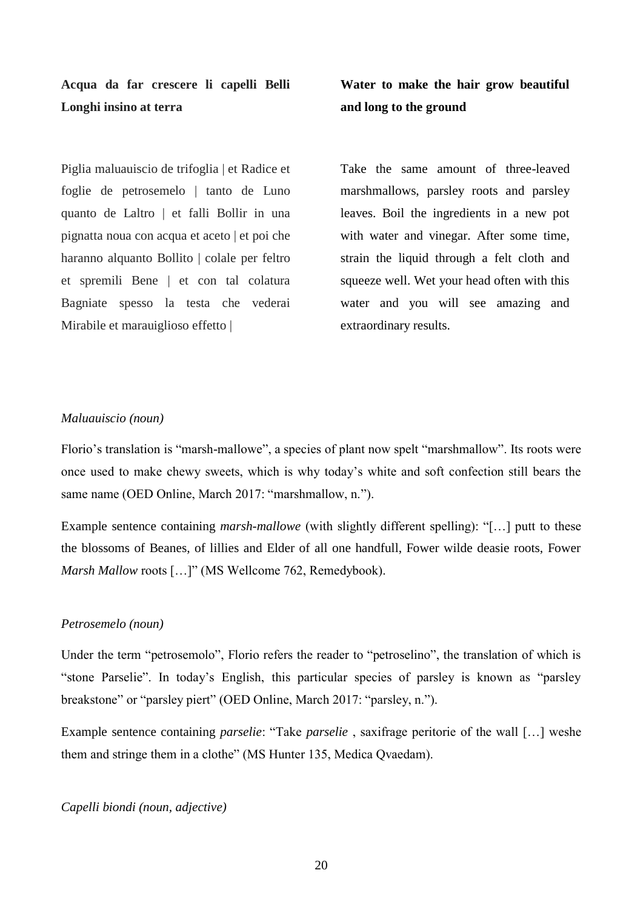**Acqua da far crescere li capelli Belli Longhi insino at terra**

Piglia maluauiscio de trifoglia | et Radice et foglie de petrosemelo | tanto de Luno quanto de Laltro | et falli Bollir in una pignatta noua con acqua et aceto | et poi che haranno alquanto Bollito | colale per feltro et spremili Bene | et con tal colatura Bagniate spesso la testa che vederai Mirabile et marauiglioso effetto |

**Water to make the hair grow beautiful and long to the ground**

Take the same amount of three-leaved marshmallows, parsley roots and parsley leaves. Boil the ingredients in a new pot with water and vinegar. After some time, strain the liquid through a felt cloth and squeeze well. Wet your head often with this water and you will see amazing and extraordinary results.

*Maluauiscio (noun)*

Florio's translation is "marsh-mallowe", a species of plant now spelt "marshmallow". Its roots were once used to make chewy sweets, which is why today's white and soft confection still bears the same name (OED Online, March 2017: "marshmallow, n.").

Example sentence containing *marsh-mallowe* (with slightly different spelling): "[…] putt to these the blossoms of Beanes, of lillies and Elder of all one handfull, Fower wilde deasie roots, Fower *Marsh Mallow* roots […]" (MS Wellcome 762, Remedybook).

*Petrosemelo (noun)*

Under the term "petrosemolo", Florio refers the reader to "petroselino", the translation of which is "stone Parselie". In today's English, this particular species of parsley is known as "parsley breakstone" or "parsley piert" (OED Online, March 2017: "parsley, n.").

Example sentence containing *parselie*: "Take *parselie* , saxifrage peritorie of the wall […] weshe them and stringe them in a clothe" (MS Hunter 135, Medica Qvaedam).

*Capelli biondi (noun, adjective)*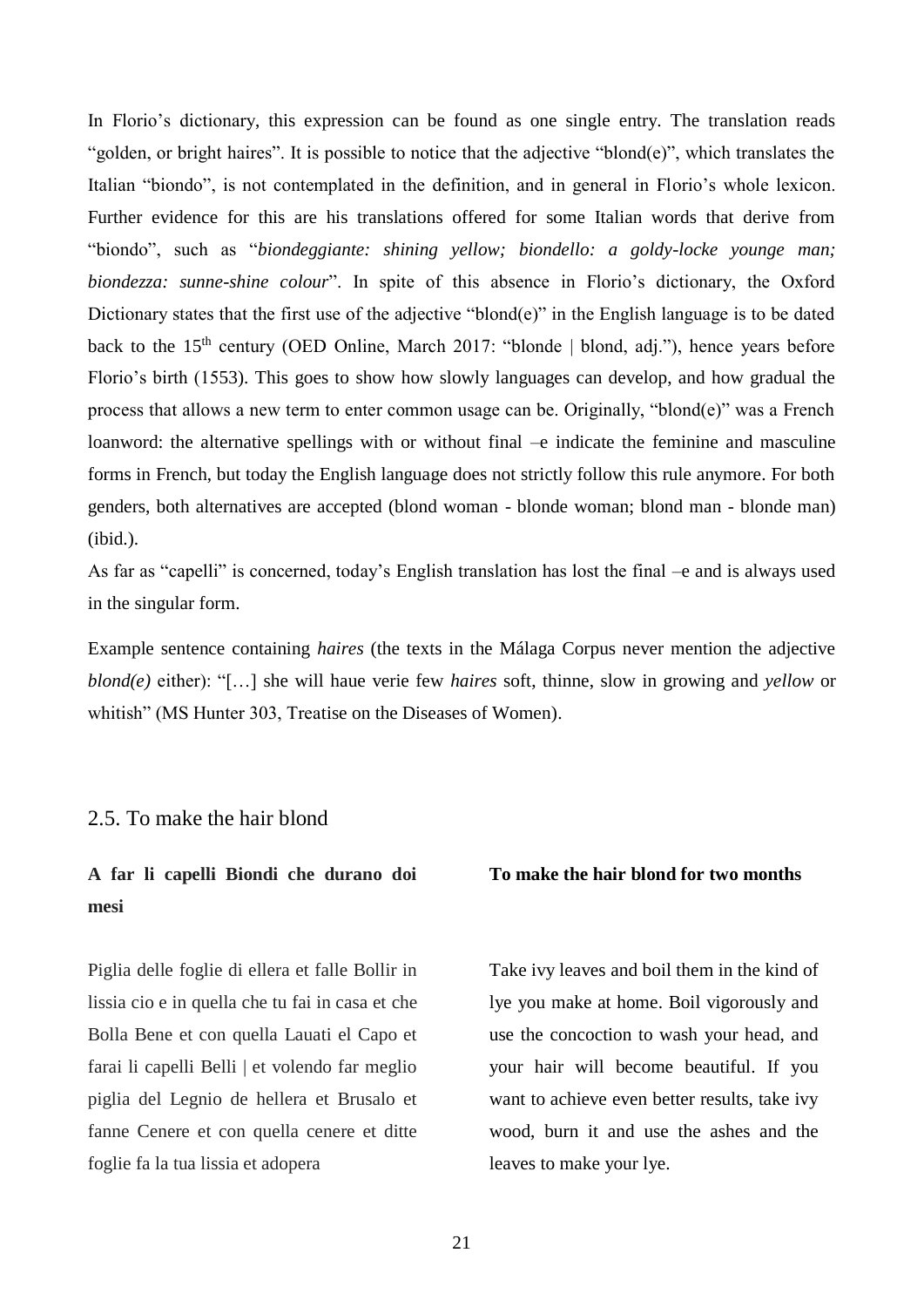In Florio's dictionary, this expression can be found as one single entry. The translation reads "golden, or bright haires". It is possible to notice that the adjective "blond(e)", which translates the Italian "biondo", is not contemplated in the definition, and in general in Florio's whole lexicon. Further evidence for this are his translations offered for some Italian words that derive from "biondo", such as "*biondeggiante: shining yellow; biondello: a goldy-locke younge man; biondezza: sunne-shine colour*". In spite of this absence in Florio's dictionary, the Oxford Dictionary states that the first use of the adjective "blond(e)" in the English language is to be dated back to the 15th century (OED Online, March 2017: "blonde | blond, adj."), hence years before Florio's birth (1553). This goes to show how slowly languages can develop, and how gradual the process that allows a new term to enter common usage can be. Originally, "blond(e)" was a French loanword: the alternative spellings with or without final –e indicate the feminine and masculine forms in French, but today the English language does not strictly follow this rule anymore. For both genders, both alternatives are accepted (blond woman - blonde woman; blond man - blonde man) (ibid.).

As far as "capelli" is concerned, today's English translation has lost the final –e and is always used in the singular form.

Example sentence containing *haires* (the texts in the Málaga Corpus never mention the adjective *blond(e)* either): "[…] she will haue verie few *haires* soft, thinne, slow in growing and *yellow* or whitish" (MS Hunter 303, Treatise on the Diseases of Women).

## 2.5. To make the hair blond

**A far li capelli Biondi che durano doi mesi**

Piglia delle foglie di ellera et falle Bollir in lissia cio e in quella che tu fai in casa et che Bolla Bene et con quella Lauati el Capo et farai li capelli Belli | et volendo far meglio piglia del Legnio de hellera et Brusalo et fanne Cenere et con quella cenere et ditte foglie fa la tua lissia et adopera

**To make the hair blond for two months**

Take ivy leaves and boil them in the kind of lye you make at home. Boil vigorously and use the concoction to wash your head, and your hair will become beautiful. If you want to achieve even better results, take ivy wood, burn it and use the ashes and the leaves to make your lye.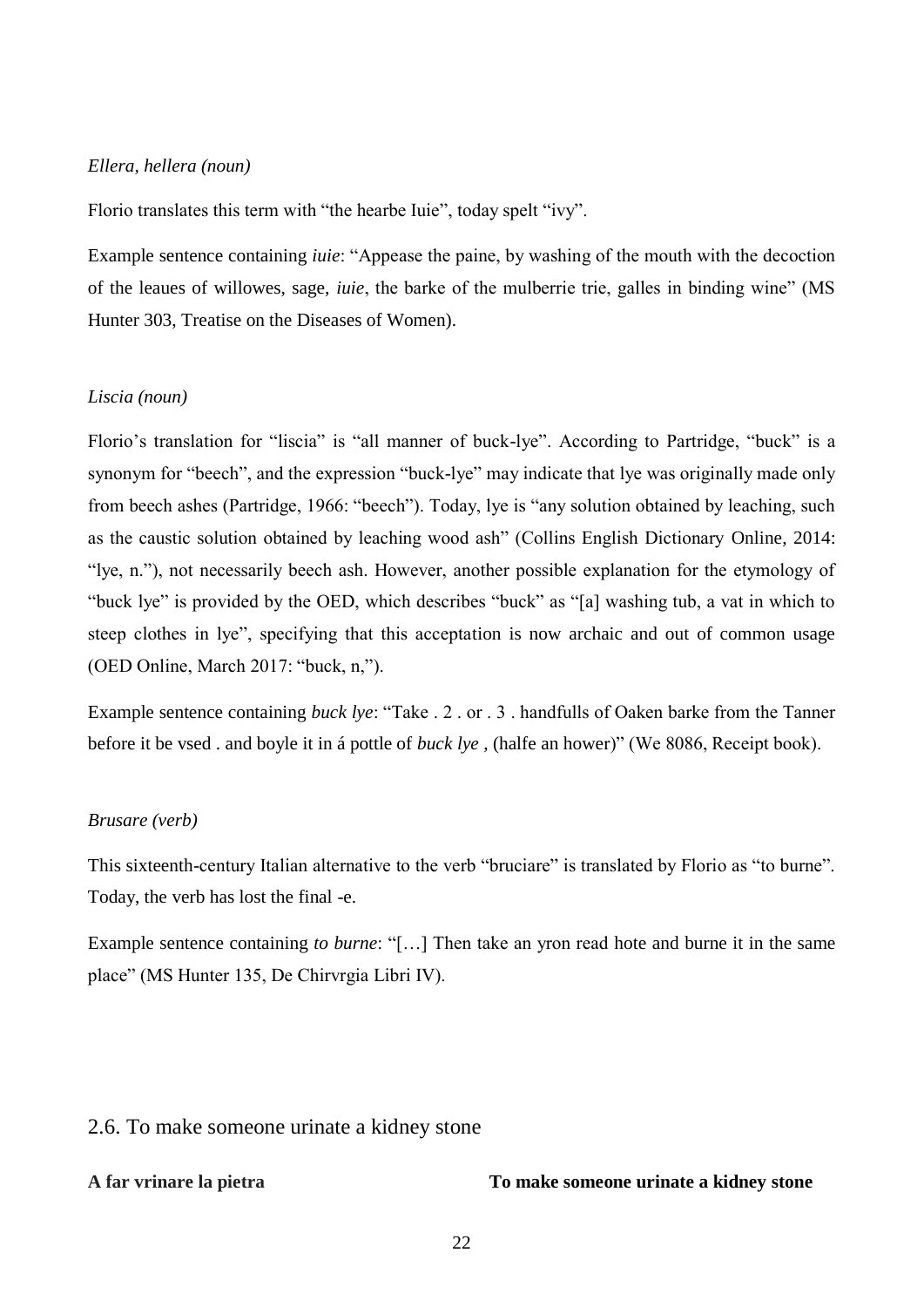*Ellera, hellera (noun)*

Florio translates this term with “the hearbe Iuie”, today spelt “ivy”.

Example sentence containing *iuie*: “Appease the paine, by washing of the mouth with the decoction of the leaues of willowes, sage, *iuie*, the barke of the mulberrie trie, galles in binding wine” (MS Hunter 303, Treatise on the Diseases of Women).

*Liscia (noun)*

Florio’s translation for “liscia” is “all manner of buck-lye”. According to Partridge, “buck” is a synonym for “beech”, and the expression “buck-lye” may indicate that lye was originally made only from beech ashes (Partridge, 1966: “beech”). Today, lye is “any solution obtained by leaching, such as the caustic solution obtained by leaching wood ash” (Collins English Dictionary Online, 2014: “lye, n.”), not necessarily beech ash. However, another possible explanation for the etymology of “buck lye” is provided by the OED, which describes “buck” as “[a] washing tub, a vat in which to steep clothes in lye”, specifying that this acceptation is now archaic and out of common usage (OED Online, March 2017: “buck, n,”).

Example sentence containing *buck lye*: “Take . 2 . or . 3 . handfulls of Oaken barke from the Tanner before it be vsed . and boyle it in á pottle of *buck lye* , (halfe an hower)” (We 8086, Receipt book).

*Brusare (verb)*

This sixteenth-century Italian alternative to the verb “bruciare” is translated by Florio as “to burne”. Today, the verb has lost the final -e.

Example sentence containing *to burne*: “[…] Then take an yron read hote and burne it in the same place” (MS Hunter 135, De Chirvrgia Libri IV).

## 2.6. To make someone urinate a kidney stone

| **A far vrinare la pietra** | **To make someone urinate a kidney stone** |
| --- | --- |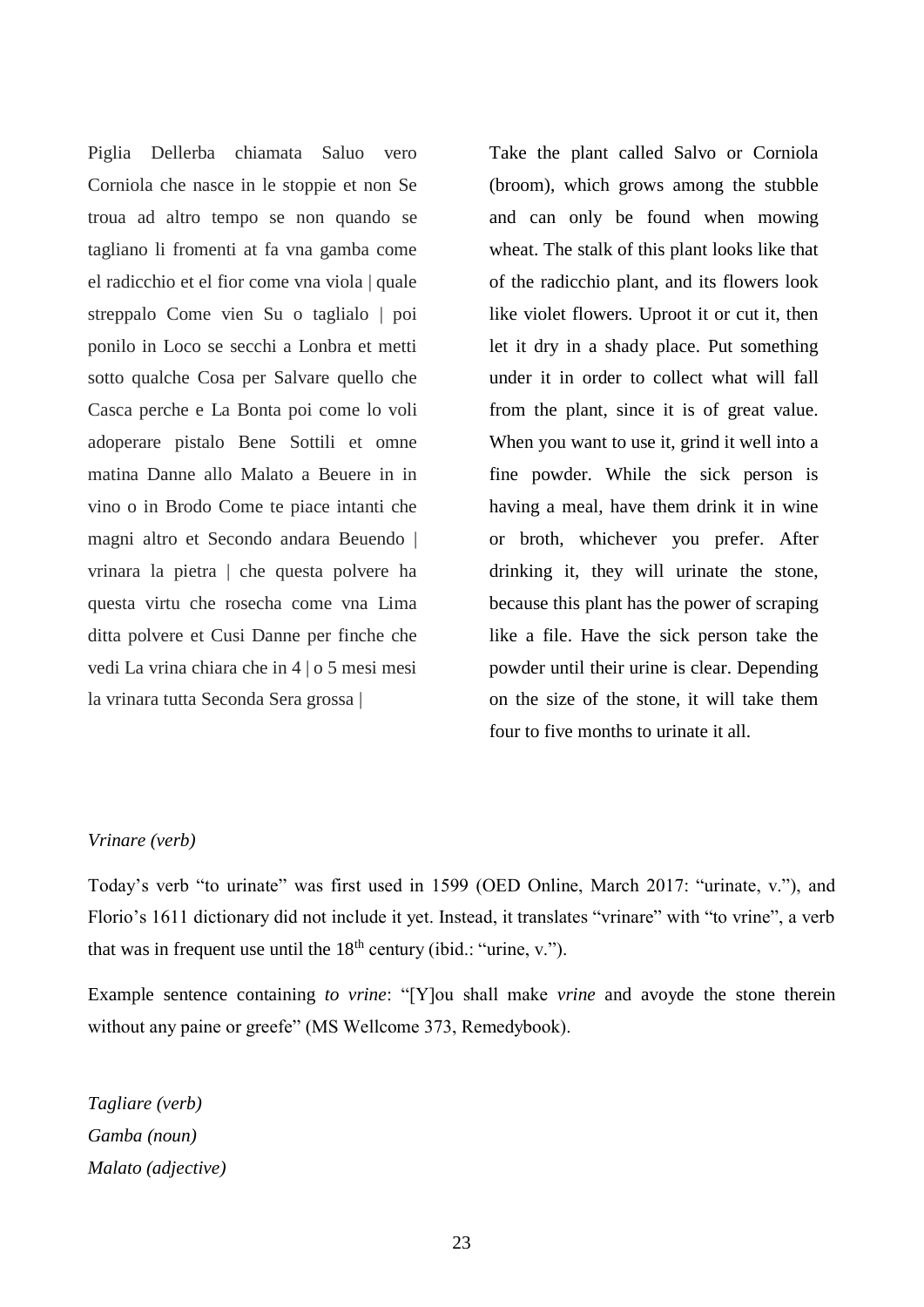Piglia Dellerba chiamata Saluo vero Corniola che nasce in le stoppie et non Se troua ad altro tempo se non quando se tagliano li fromenti at fa vna gamba come el radicchio et el fior come vna viola | quale streppalo Come vien Su o taglialo | poi ponilo in Loco se secchi a Lonbra et metti sotto qualche Cosa per Salvare quello che Casca perche e La Bonta poi come lo voli adoperare pistalo Bene Sottili et omne matina Danne allo Malato a Beuere in in vino o in Brodo Come te piace intanti che magni altro et Secondo andara Beuendo | vrinara la pietra | che questa polvere ha questa virtu che rosecha come vna Lima ditta polvere et Cusi Danne per finche che vedi La vrina chiara che in 4 | o 5 mesi mesi la vrinara tutta Seconda Sera grossa |

Take the plant called Salvo or Corniola (broom), which grows among the stubble and can only be found when mowing wheat. The stalk of this plant looks like that of the radicchio plant, and its flowers look like violet flowers. Uproot it or cut it, then let it dry in a shady place. Put something under it in order to collect what will fall from the plant, since it is of great value. When you want to use it, grind it well into a fine powder. While the sick person is having a meal, have them drink it in wine or broth, whichever you prefer. After drinking it, they will urinate the stone, because this plant has the power of scraping like a file. Have the sick person take the powder until their urine is clear. Depending on the size of the stone, it will take them four to five months to urinate it all.

*Vrinare (verb)*

Today's verb "to urinate" was first used in 1599 (OED Online, March 2017: "urinate, v."), and Florio's 1611 dictionary did not include it yet. Instead, it translates "vrinare" with "to vrine", a verb that was in frequent use until the 18th century (ibid.: "urine, v.").

Example sentence containing *to vrine*: "[Y]ou shall make *vrine* and avoyde the stone therein without any paine or greefe" (MS Wellcome 373, Remedybook).

*Tagliare (verb)*
*Gamba (noun)*
*Malato (adjective)*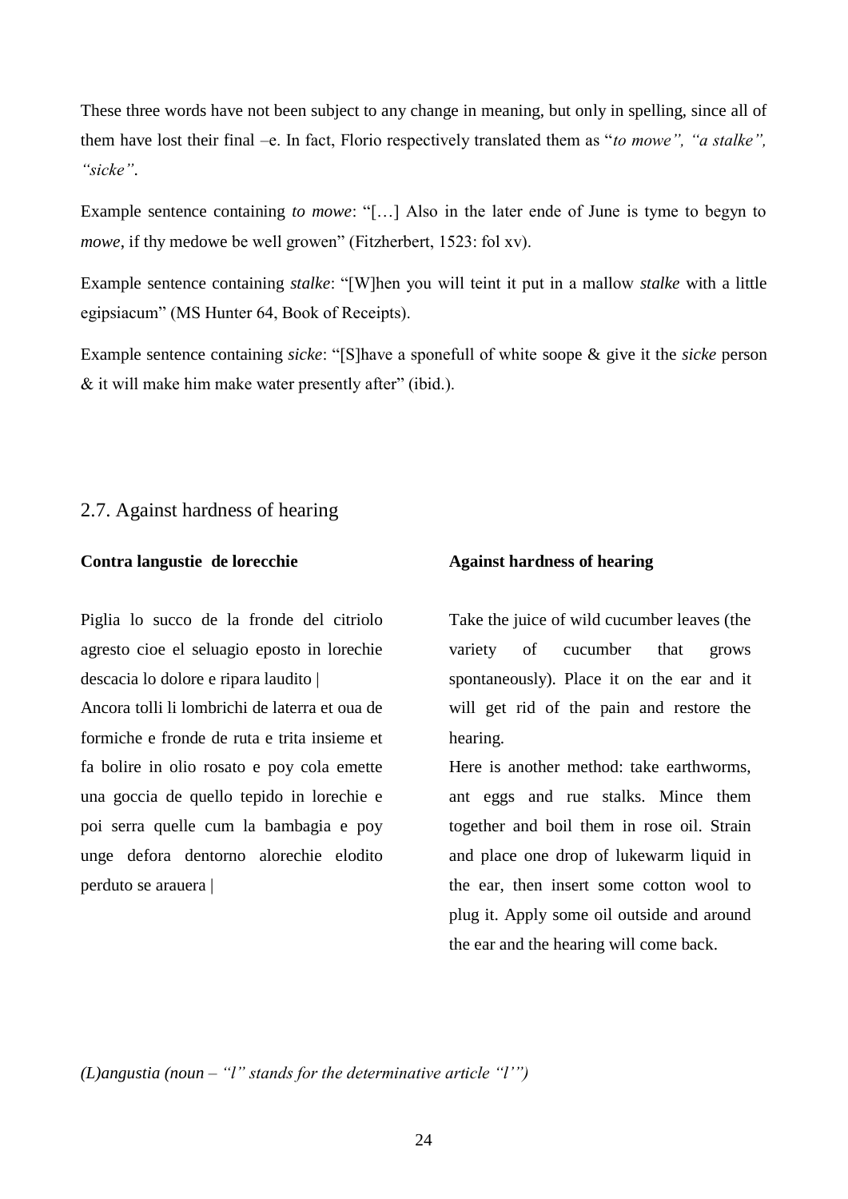These three words have not been subject to any change in meaning, but only in spelling, since all of them have lost their final –e. In fact, Florio respectively translated them as "*to mowe", "a stalke", "sicke"*.

Example sentence containing *to mowe*: "[…] Also in the later ende of June is tyme to begyn to *mowe*, if thy medowe be well growen" (Fitzherbert, 1523: fol xv).

Example sentence containing *stalke*: "[W]hen you will teint it put in a mallow *stalke* with a little egipsiacum" (MS Hunter 64, Book of Receipts).

Example sentence containing *sicke*: "[S]have a sponefull of white soope & give it the *sicke* person & it will make him make water presently after" (ibid.).

## 2.7. Against hardness of hearing

**Contra langustie de lorecchie**

Piglia lo succo de la fronde del citriolo agresto cioe el seluagio eposto in lorechie descacia lo dolore e ripara laudito |
Ancora tolli li lombrichi de laterra et oua de formiche e fronde de ruta e trita insieme et fa bolire in olio rosato e poy cola emette una goccia de quello tepido in lorechie e poi serra quelle cum la bambagia e poy unge defora dentorno alorechie elodito perduto se arauera |

**Against hardness of hearing**

Take the juice of wild cucumber leaves (the variety of cucumber that grows spontaneously). Place it on the ear and it will get rid of the pain and restore the hearing.
Here is another method: take earthworms, ant eggs and rue stalks. Mince them together and boil them in rose oil. Strain and place one drop of lukewarm liquid in the ear, then insert some cotton wool to plug it. Apply some oil outside and around the ear and the hearing will come back.

*(L)angustia (noun – "l" stands for the determinative article "l'")*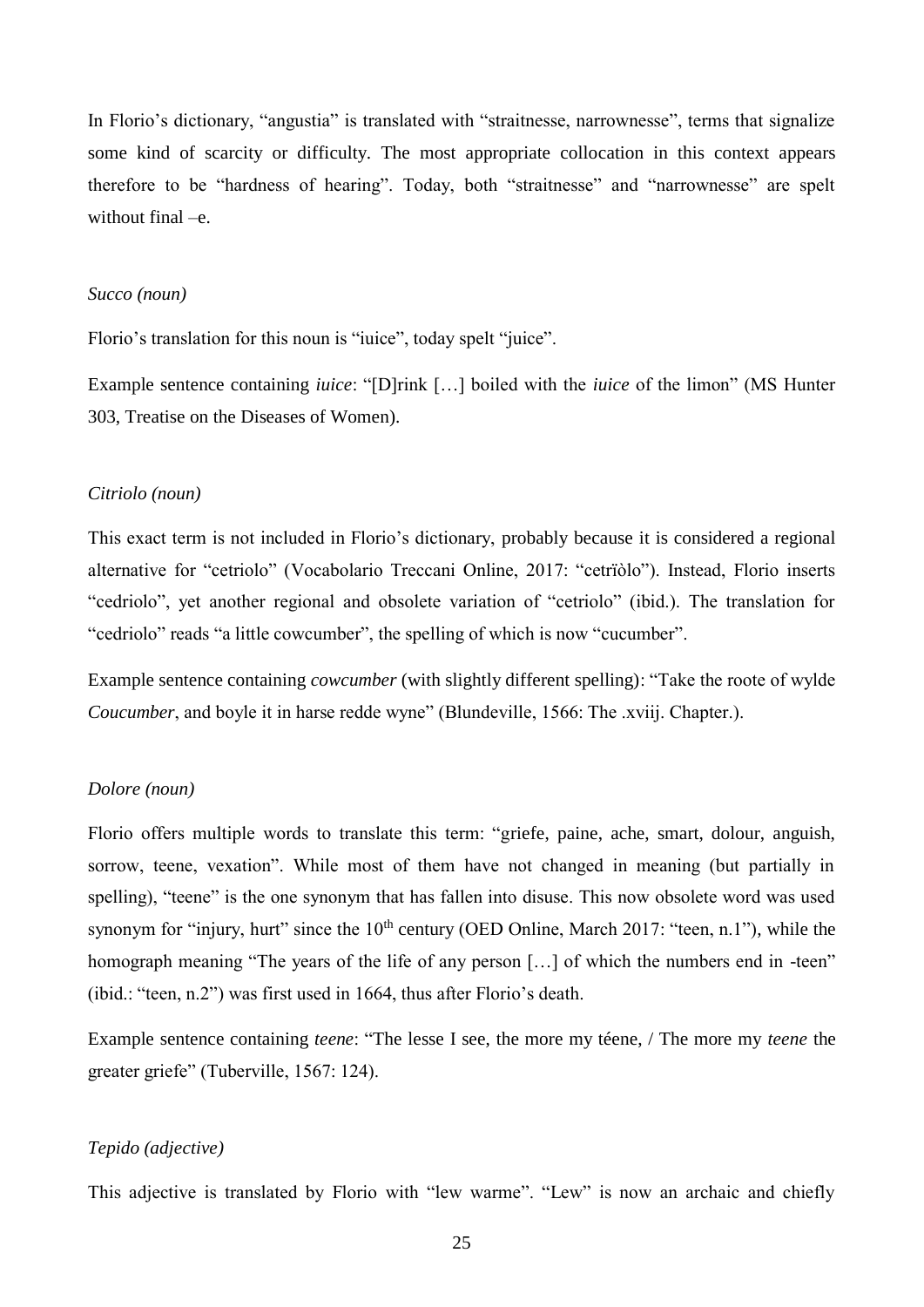In Florio’s dictionary, “angustia” is translated with “straitnesse, narrownesse”, terms that signalize some kind of scarcity or difficulty. The most appropriate collocation in this context appears therefore to be “hardness of hearing”. Today, both “straitnesse” and “narrownesse” are spelt without final –e.

*Succo (noun)*

Florio’s translation for this noun is “iuice”, today spelt “juice”.

Example sentence containing *iuice*: “[D]rink […] boiled with the *iuice* of the limon” (MS Hunter 303, Treatise on the Diseases of Women).

*Citriolo (noun)*

This exact term is not included in Florio’s dictionary, probably because it is considered a regional alternative for “cetriolo” (Vocabolario Treccani Online, 2017: “cetrïòlo”). Instead, Florio inserts “cedriolo”, yet another regional and obsolete variation of “cetriolo” (ibid.). The translation for “cedriolo” reads “a little cowcumber”, the spelling of which is now “cucumber”.

Example sentence containing *cowcumber* (with slightly different spelling): “Take the roote of wylde *Coucumber*, and boyle it in harse redde wyne” (Blundeville, 1566: The .xviij. Chapter.).

*Dolore (noun)*

Florio offers multiple words to translate this term: “griefe, paine, ache, smart, dolour, anguish, sorrow, teene, vexation”. While most of them have not changed in meaning (but partially in spelling), “teene” is the one synonym that has fallen into disuse. This now obsolete word was used synonym for “injury, hurt” since the 10th century (OED Online, March 2017: “teen, n.1”), while the homograph meaning “The years of the life of any person […] of which the numbers end in -teen” (ibid.: “teen, n.2”) was first used in 1664, thus after Florio’s death.

Example sentence containing *teene*: “The lesse I see, the more my téene, / The more my *teene* the greater griefe” (Tuberville, 1567: 124).

*Tepido (adjective)*

This adjective is translated by Florio with “lew warme”. “Lew” is now an archaic and chiefly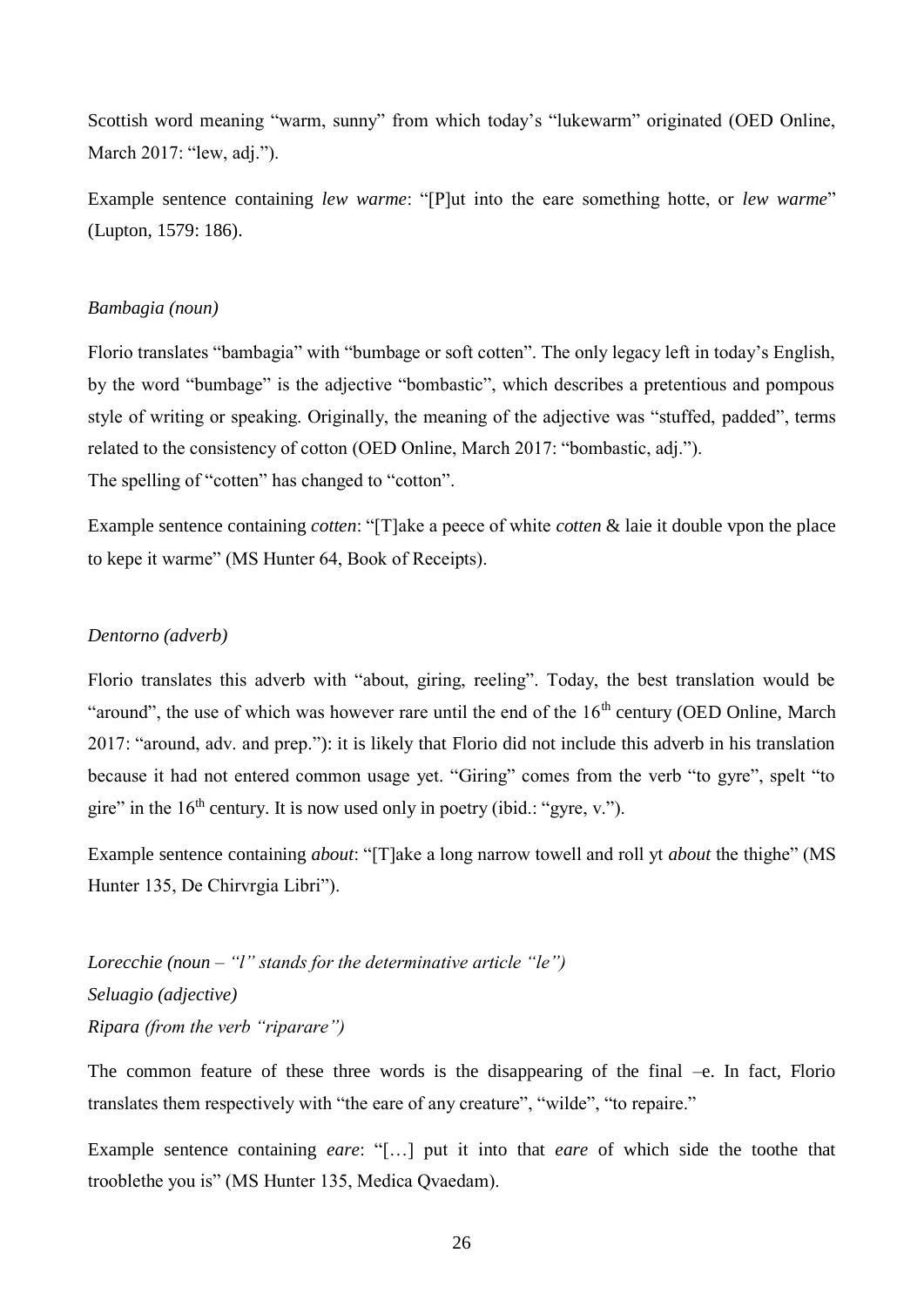Scottish word meaning "warm, sunny" from which today's "lukewarm" originated (OED Online, March 2017: "lew, adj.").

Example sentence containing *lew warme*: "[P]ut into the eare something hotte, or *lew warme*" (Lupton, 1579: 186).

*Bambagia (noun)*

Florio translates "bambagia" with "bumbage or soft cotten". The only legacy left in today's English, by the word "bumbage" is the adjective "bombastic", which describes a pretentious and pompous style of writing or speaking. Originally, the meaning of the adjective was "stuffed, padded", terms related to the consistency of cotton (OED Online, March 2017: "bombastic, adj.").
The spelling of "cotten" has changed to "cotton".

Example sentence containing *cotten*: "[T]ake a peece of white *cotten* & laie it double vpon the place to kepe it warme" (MS Hunter 64, Book of Receipts).

*Dentorno (adverb)*

Florio translates this adverb with "about, giring, reeling". Today, the best translation would be "around", the use of which was however rare until the end of the 16th century (OED Online, March 2017: "around, adv. and prep."): it is likely that Florio did not include this adverb in his translation because it had not entered common usage yet. "Giring" comes from the verb "to gyre", spelt "to gire" in the 16th century. It is now used only in poetry (ibid.: "gyre, v.").

Example sentence containing *about*: "[T]ake a long narrow towell and roll yt *about* the thighe" (MS Hunter 135, De Chirvrgia Libri").

*Lorecchie (noun – "l" stands for the determinative article "le")*
*Seluagio (adjective)*
*Ripara (from the verb "riparare")*

The common feature of these three words is the disappearing of the final –e. In fact, Florio translates them respectively with "the eare of any creature", "wilde", "to repaire."

Example sentence containing *eare*: "[…] put it into that *eare* of which side the toothe that trooblethe you is" (MS Hunter 135, Medica Qvaedam).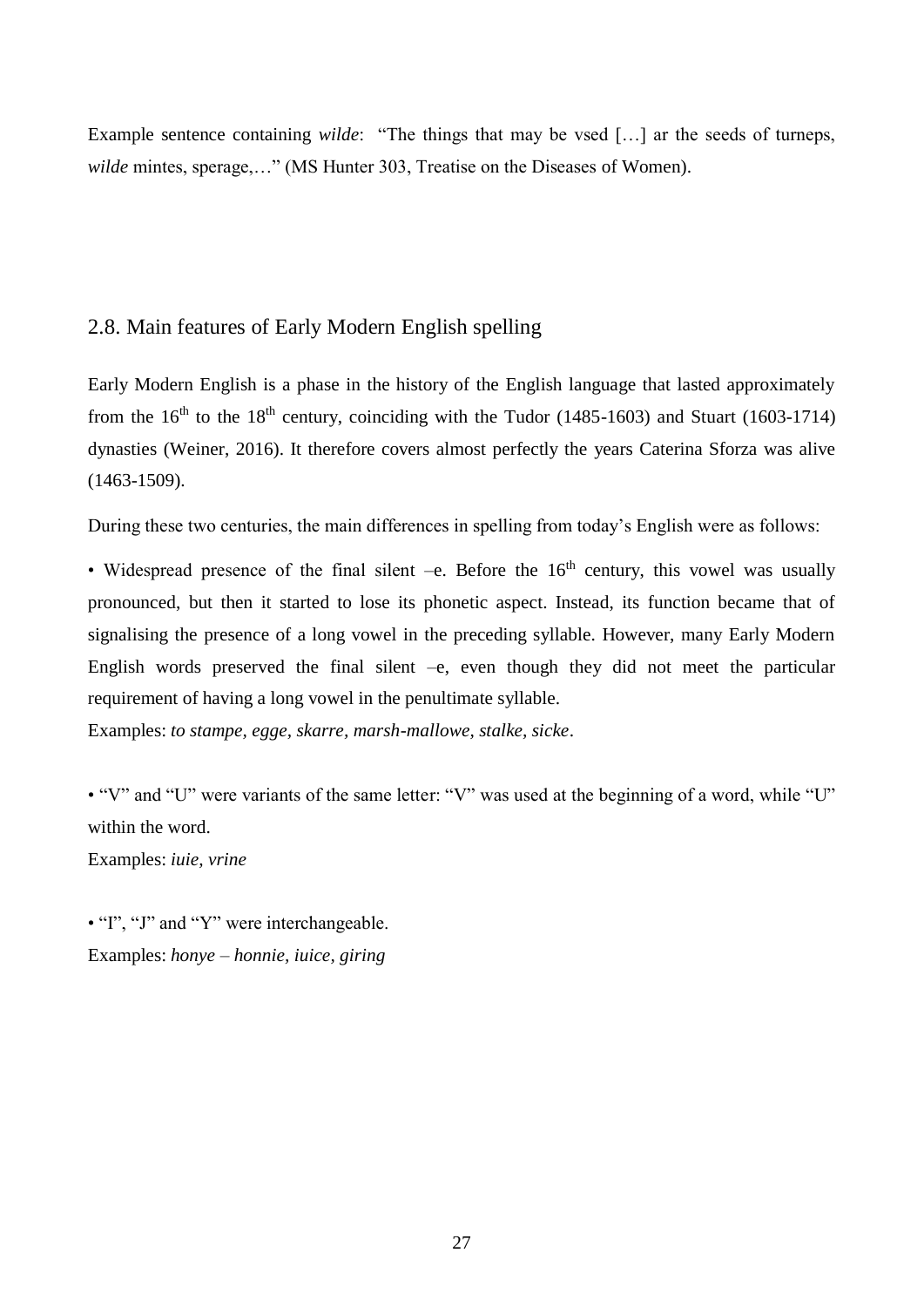Example sentence containing *wilde*: "The things that may be vsed […] ar the seeds of turneps, *wilde* mintes, sperage,…" (MS Hunter 303, Treatise on the Diseases of Women).

## 2.8. Main features of Early Modern English spelling

Early Modern English is a phase in the history of the English language that lasted approximately from the 16th to the 18th century, coinciding with the Tudor (1485-1603) and Stuart (1603-1714) dynasties (Weiner, 2016). It therefore covers almost perfectly the years Caterina Sforza was alive (1463-1509).

During these two centuries, the main differences in spelling from today's English were as follows:

• Widespread presence of the final silent –e. Before the 16th century, this vowel was usually pronounced, but then it started to lose its phonetic aspect. Instead, its function became that of signalising the presence of a long vowel in the preceding syllable. However, many Early Modern English words preserved the final silent –e, even though they did not meet the particular requirement of having a long vowel in the penultimate syllable.
Examples: *to stampe, egge, skarre, marsh-mallowe, stalke, sicke*.

• "V" and "U" were variants of the same letter: "V" was used at the beginning of a word, while "U" within the word.
Examples: *iuie, vrine*

• "I", "J" and "Y" were interchangeable.
Examples: *honye – honnie, iuice, giring*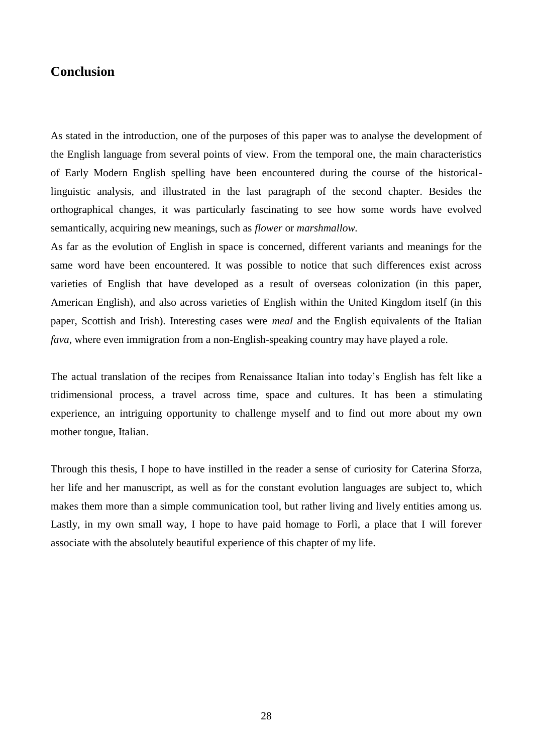## Conclusion

As stated in the introduction, one of the purposes of this paper was to analyse the development of the English language from several points of view. From the temporal one, the main characteristics of Early Modern English spelling have been encountered during the course of the historical-linguistic analysis, and illustrated in the last paragraph of the second chapter. Besides the orthographical changes, it was particularly fascinating to see how some words have evolved semantically, acquiring new meanings, such as *flower* or *marshmallow.*

As far as the evolution of English in space is concerned, different variants and meanings for the same word have been encountered. It was possible to notice that such differences exist across varieties of English that have developed as a result of overseas colonization (in this paper, American English), and also across varieties of English within the United Kingdom itself (in this paper, Scottish and Irish). Interesting cases were *meal* and the English equivalents of the Italian *fava,* where even immigration from a non-English-speaking country may have played a role.

The actual translation of the recipes from Renaissance Italian into today's English has felt like a tridimensional process, a travel across time, space and cultures. It has been a stimulating experience, an intriguing opportunity to challenge myself and to find out more about my own mother tongue, Italian.

Through this thesis, I hope to have instilled in the reader a sense of curiosity for Caterina Sforza, her life and her manuscript, as well as for the constant evolution languages are subject to, which makes them more than a simple communication tool, but rather living and lively entities among us. Lastly, in my own small way, I hope to have paid homage to Forlì, a place that I will forever associate with the absolutely beautiful experience of this chapter of my life.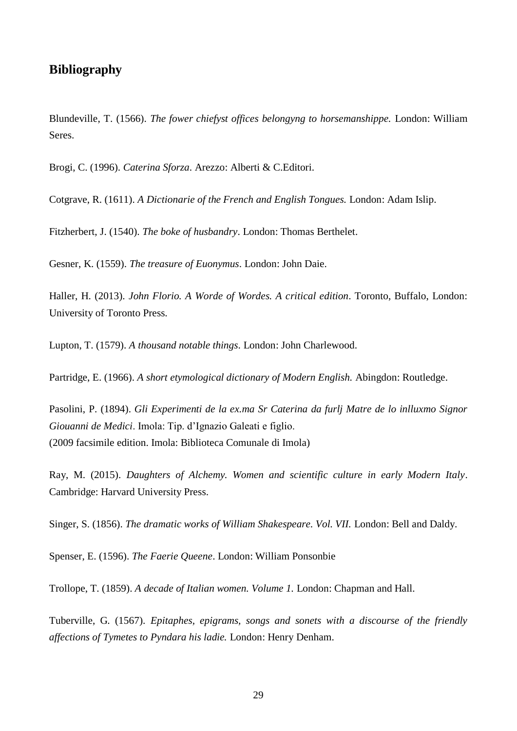## Bibliography

Blundeville, T. (1566). *The fower chiefyst offices belongyng to horsemanshippe.* London: William Seres.

Brogi, C. (1996). *Caterina Sforza*. Arezzo: Alberti & C.Editori.

Cotgrave, R. (1611). *A Dictionarie of the French and English Tongues.* London: Adam Islip.

Fitzherbert, J. (1540). *The boke of husbandry*. London: Thomas Berthelet.

Gesner, K. (1559). *The treasure of Euonymus*. London: John Daie.

Haller, H. (2013). *John Florio. A Worde of Wordes. A critical edition*. Toronto, Buffalo, London: University of Toronto Press.

Lupton, T. (1579). *A thousand notable things*. London: John Charlewood.

Partridge, E. (1966). *A short etymological dictionary of Modern English.* Abingdon: Routledge.

Pasolini, P. (1894). *Gli Experimenti de la ex.ma Sr Caterina da furlj Matre de lo inlluxmo Signor Giouanni de Medici*. Imola: Tip. d'Ignazio Galeati e figlio.
(2009 facsimile edition. Imola: Biblioteca Comunale di Imola)

Ray, M. (2015). *Daughters of Alchemy. Women and scientific culture in early Modern Italy*. Cambridge: Harvard University Press.

Singer, S. (1856). *The dramatic works of William Shakespeare. Vol. VII.* London: Bell and Daldy.

Spenser, E. (1596). *The Faerie Queene*. London: William Ponsonbie

Trollope, T. (1859). *A decade of Italian women. Volume 1.* London: Chapman and Hall.

Tuberville, G. (1567). *Epitaphes, epigrams, songs and sonets with a discourse of the friendly affections of Tymetes to Pyndara his ladie.* London: Henry Denham.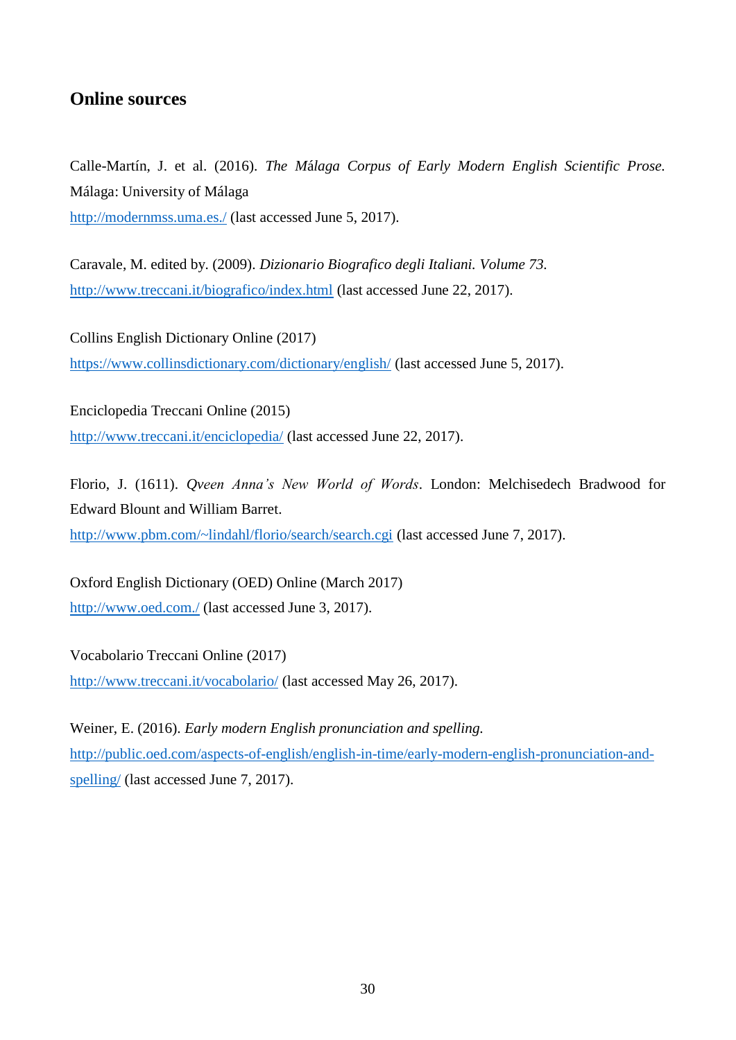## Online sources

Calle-Martín, J. et al. (2016). *The Málaga Corpus of Early Modern English Scientific Prose.* Málaga: University of Málaga
http://modernmss.uma.es./ (last accessed June 5, 2017).

Caravale, M. edited by. (2009). *Dizionario Biografico degli Italiani. Volume 73.*
http://www.treccani.it/biografico/index.html (last accessed June 22, 2017).

Collins English Dictionary Online (2017)
https://www.collinsdictionary.com/dictionary/english/ (last accessed June 5, 2017).

Enciclopedia Treccani Online (2015)
http://www.treccani.it/enciclopedia/ (last accessed June 22, 2017).

Florio, J. (1611). *Qveen Anna's New World of Words*. London: Melchisedech Bradwood for Edward Blount and William Barret.
http://www.pbm.com/~lindahl/florio/search/search.cgi (last accessed June 7, 2017).

Oxford English Dictionary (OED) Online (March 2017)
http://www.oed.com./ (last accessed June 3, 2017).

Vocabolario Treccani Online (2017)
http://www.treccani.it/vocabolario/ (last accessed May 26, 2017).

Weiner, E. (2016). *Early modern English pronunciation and spelling.*
http://public.oed.com/aspects-of-english/english-in-time/early-modern-english-pronunciation-and-spelling/ (last accessed June 7, 2017).